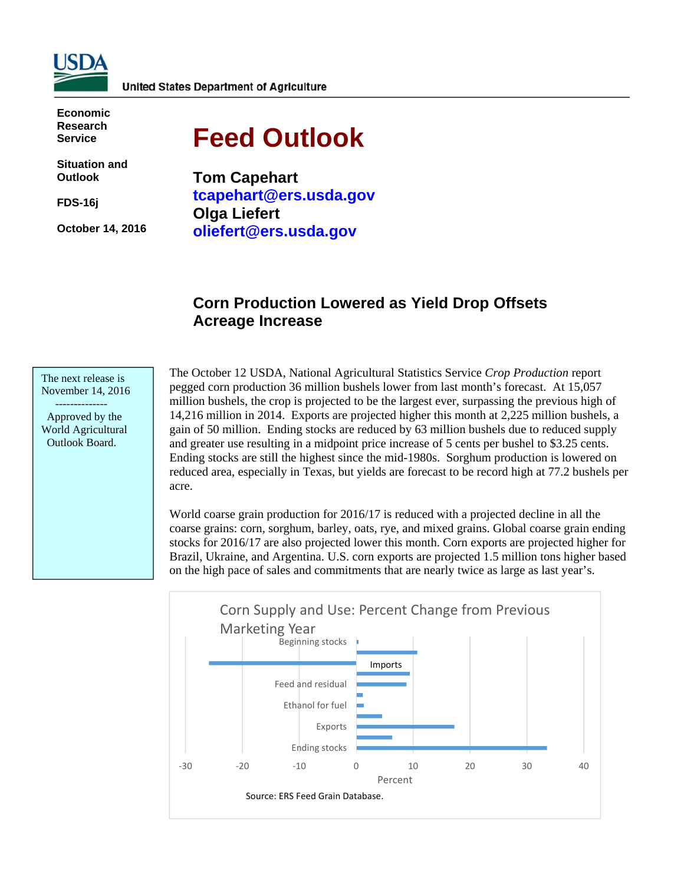United States Department of Agriculture

**Economic Research Service**

**Situation and Outlook**

**FDS-16j**

**October 14, 2016**

# Feed Outlook

**Tom Capehart**
**tcapehart@ers.usda.gov**
**Olga Liefert**
**oliefert@ers.usda.gov**

## Corn Production Lowered as Yield Drop Offsets Acreage Increase

The next release is November 14, 2016

--------------

Approved by the World Agricultural Outlook Board.

The October 12 USDA, National Agricultural Statistics Service *Crop Production* report pegged corn production 36 million bushels lower from last month's forecast. At 15,057 million bushels, the crop is projected to be the largest ever, surpassing the previous high of 14,216 million in 2014. Exports are projected higher this month at 2,225 million bushels, a gain of 50 million. Ending stocks are reduced by 63 million bushels due to reduced supply and greater use resulting in a midpoint price increase of 5 cents per bushel to $3.25 cents. Ending stocks are still the highest since the mid-1980s. Sorghum production is lowered on reduced area, especially in Texas, but yields are forecast to be record high at 77.2 bushels per acre.

World coarse grain production for 2016/17 is reduced with a projected decline in all the coarse grains: corn, sorghum, barley, oats, rye, and mixed grains. Global coarse grain ending stocks for 2016/17 are also projected lower this month. Corn exports are projected higher for Brazil, Ukraine, and Argentina. U.S. corn exports are projected 1.5 million tons higher based on the high pace of sales and commitments that are nearly twice as large as last year's.

Corn Supply and Use: Percent Change from Previous Marketing Year

Beginning stocks, Imports, Feed and residual, Ethanol for fuel, Exports, Ending stocks

Percent: -30, -20, -10, 0, 10, 20, 30, 40

Source: ERS Feed Grain Database.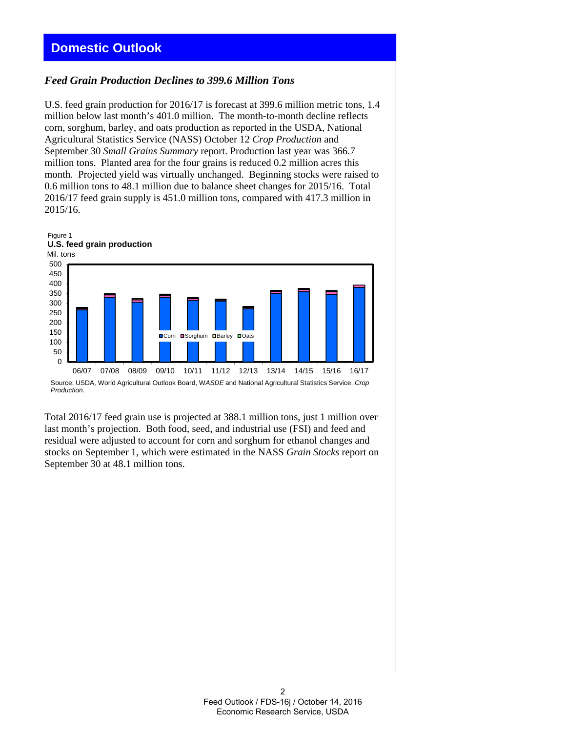## Domestic Outlook

### *Feed Grain Production Declines to 399.6 Million Tons*

U.S. feed grain production for 2016/17 is forecast at 399.6 million metric tons, 1.4 million below last month's 401.0 million. The month-to-month decline reflects corn, sorghum, barley, and oats production as reported in the USDA, National Agricultural Statistics Service (NASS) October 12 *Crop Production* and September 30 *Small Grains Summary* report. Production last year was 366.7 million tons. Planted area for the four grains is reduced 0.2 million acres this month. Projected yield was virtually unchanged. Beginning stocks were raised to 0.6 million tons to 48.1 million due to balance sheet changes for 2015/16. Total 2016/17 feed grain supply is 451.0 million tons, compared with 417.3 million in 2015/16.

Figure 1
**U.S. feed grain production**

Source: USDA, World Agricultural Outlook Board, W*ASDE* and National Agricultural Statistics Service, *Crop Production*.

Total 2016/17 feed grain use is projected at 388.1 million tons, just 1 million over last month's projection. Both food, seed, and industrial use (FSI) and feed and residual were adjusted to account for corn and sorghum for ethanol changes and stocks on September 1, which were estimated in the NASS *Grain Stocks* report on September 30 at 48.1 million tons.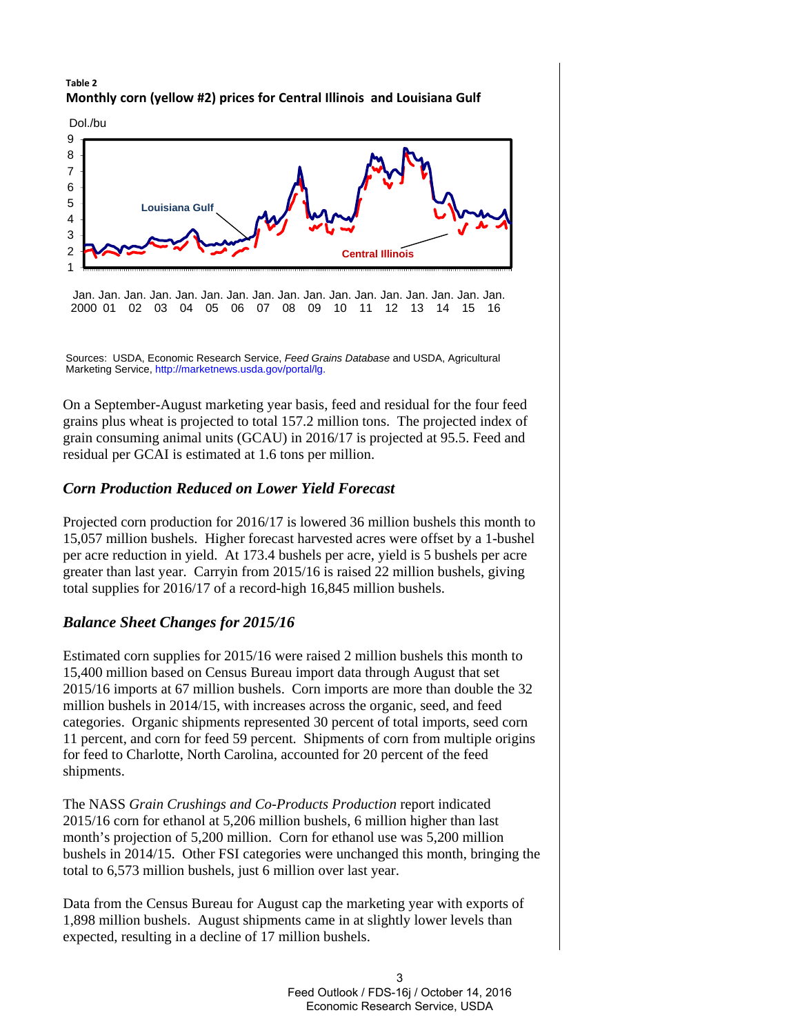**Table 2**

**Monthly corn (yellow #2) prices for Central Illinois and Louisiana Gulf**

Sources: USDA, Economic Research Service, *Feed Grains Database* and USDA, Agricultural Marketing Service, http://marketnews.usda.gov/portal/lg.

On a September-August marketing year basis, feed and residual for the four feed grains plus wheat is projected to total 157.2 million tons. The projected index of grain consuming animal units (GCAU) in 2016/17 is projected at 95.5. Feed and residual per GCAI is estimated at 1.6 tons per million.

### *Corn Production Reduced on Lower Yield Forecast*

Projected corn production for 2016/17 is lowered 36 million bushels this month to 15,057 million bushels. Higher forecast harvested acres were offset by a 1-bushel per acre reduction in yield. At 173.4 bushels per acre, yield is 5 bushels per acre greater than last year. Carryin from 2015/16 is raised 22 million bushels, giving total supplies for 2016/17 of a record-high 16,845 million bushels.

### *Balance Sheet Changes for 2015/16*

Estimated corn supplies for 2015/16 were raised 2 million bushels this month to 15,400 million based on Census Bureau import data through August that set 2015/16 imports at 67 million bushels. Corn imports are more than double the 32 million bushels in 2014/15, with increases across the organic, seed, and feed categories. Organic shipments represented 30 percent of total imports, seed corn 11 percent, and corn for feed 59 percent. Shipments of corn from multiple origins for feed to Charlotte, North Carolina, accounted for 20 percent of the feed shipments.

The NASS *Grain Crushings and Co-Products Production* report indicated 2015/16 corn for ethanol at 5,206 million bushels, 6 million higher than last month's projection of 5,200 million. Corn for ethanol use was 5,200 million bushels in 2014/15. Other FSI categories were unchanged this month, bringing the total to 6,573 million bushels, just 6 million over last year.

Data from the Census Bureau for August cap the marketing year with exports of 1,898 million bushels. August shipments came in at slightly lower levels than expected, resulting in a decline of 17 million bushels.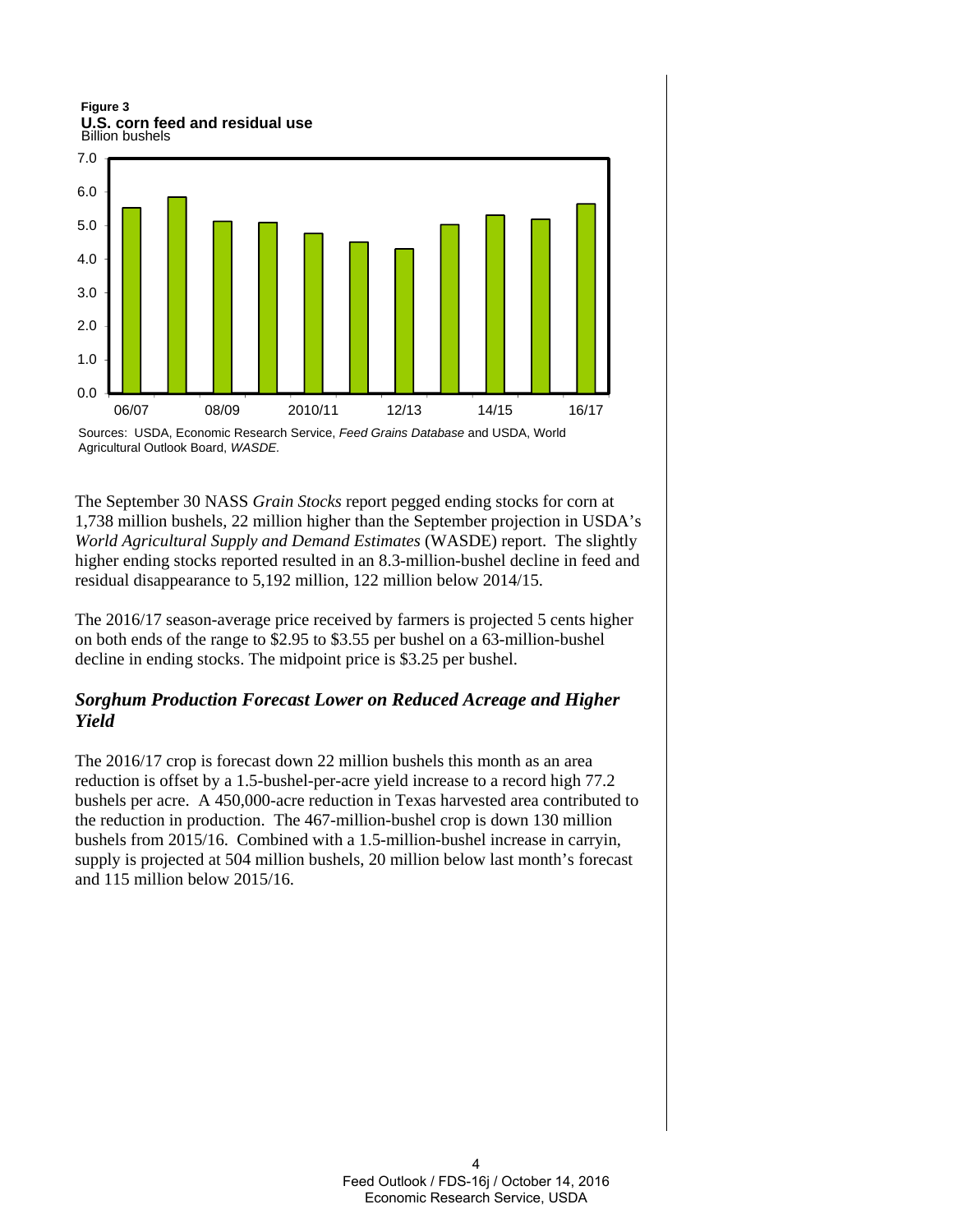**Figure 3**
**U.S. corn feed and residual use**
Billion bushels

Sources: USDA, Economic Research Service, *Feed Grains Database* and USDA, World Agricultural Outlook Board, *WASDE*.

The September 30 NASS *Grain Stocks* report pegged ending stocks for corn at 1,738 million bushels, 22 million higher than the September projection in USDA's *World Agricultural Supply and Demand Estimates* (WASDE) report. The slightly higher ending stocks reported resulted in an 8.3-million-bushel decline in feed and residual disappearance to 5,192 million, 122 million below 2014/15.

The 2016/17 season-average price received by farmers is projected 5 cents higher on both ends of the range to $2.95 to $3.55 per bushel on a 63-million-bushel decline in ending stocks. The midpoint price is $3.25 per bushel.

### *Sorghum Production Forecast Lower on Reduced Acreage and Higher Yield*

The 2016/17 crop is forecast down 22 million bushels this month as an area reduction is offset by a 1.5-bushel-per-acre yield increase to a record high 77.2 bushels per acre. A 450,000-acre reduction in Texas harvested area contributed to the reduction in production. The 467-million-bushel crop is down 130 million bushels from 2015/16. Combined with a 1.5-million-bushel increase in carryin, supply is projected at 504 million bushels, 20 million below last month's forecast and 115 million below 2015/16.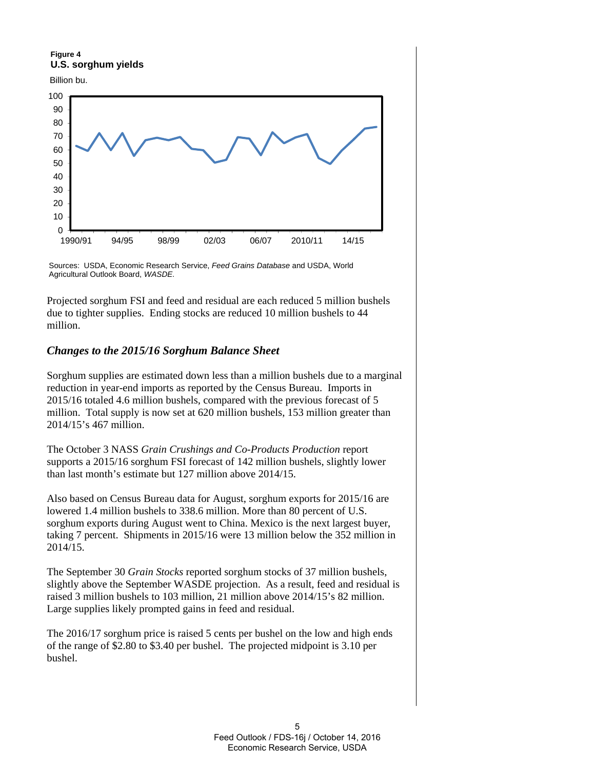**Figure 4**
**U.S. sorghum yields**

Billion bu.

Sources: USDA, Economic Research Service, *Feed Grains Database* and USDA, World Agricultural Outlook Board, *WASDE*.

Projected sorghum FSI and feed and residual are each reduced 5 million bushels due to tighter supplies. Ending stocks are reduced 10 million bushels to 44 million.

### *Changes to the 2015/16 Sorghum Balance Sheet*

Sorghum supplies are estimated down less than a million bushels due to a marginal reduction in year-end imports as reported by the Census Bureau. Imports in 2015/16 totaled 4.6 million bushels, compared with the previous forecast of 5 million. Total supply is now set at 620 million bushels, 153 million greater than 2014/15's 467 million.

The October 3 NASS *Grain Crushings and Co-Products Production* report supports a 2015/16 sorghum FSI forecast of 142 million bushels, slightly lower than last month's estimate but 127 million above 2014/15.

Also based on Census Bureau data for August, sorghum exports for 2015/16 are lowered 1.4 million bushels to 338.6 million. More than 80 percent of U.S. sorghum exports during August went to China. Mexico is the next largest buyer, taking 7 percent. Shipments in 2015/16 were 13 million below the 352 million in 2014/15.

The September 30 *Grain Stocks* reported sorghum stocks of 37 million bushels, slightly above the September WASDE projection. As a result, feed and residual is raised 3 million bushels to 103 million, 21 million above 2014/15's 82 million. Large supplies likely prompted gains in feed and residual.

The 2016/17 sorghum price is raised 5 cents per bushel on the low and high ends of the range of $2.80 to $3.40 per bushel. The projected midpoint is 3.10 per bushel.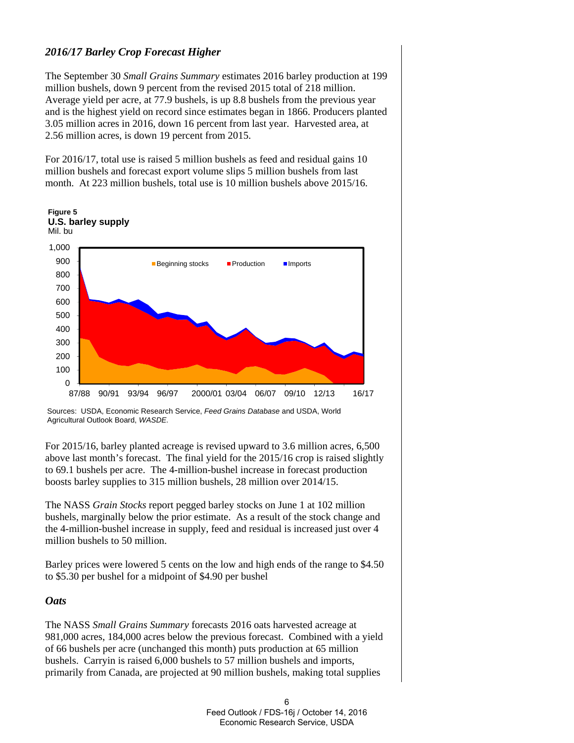### *2016/17 Barley Crop Forecast Higher*

The September 30 *Small Grains Summary* estimates 2016 barley production at 199 million bushels, down 9 percent from the revised 2015 total of 218 million. Average yield per acre, at 77.9 bushels, is up 8.8 bushels from the previous year and is the highest yield on record since estimates began in 1866. Producers planted 3.05 million acres in 2016, down 16 percent from last year. Harvested area, at 2.56 million acres, is down 19 percent from 2015.

For 2016/17, total use is raised 5 million bushels as feed and residual gains 10 million bushels and forecast export volume slips 5 million bushels from last month. At 223 million bushels, total use is 10 million bushels above 2015/16.

**Figure 5**
**U.S. barley supply**
Mil. bu

Sources: USDA, Economic Research Service, *Feed Grains Database* and USDA, World Agricultural Outlook Board, *WASDE*.

For 2015/16, barley planted acreage is revised upward to 3.6 million acres, 6,500 above last month's forecast. The final yield for the 2015/16 crop is raised slightly to 69.1 bushels per acre. The 4-million-bushel increase in forecast production boosts barley supplies to 315 million bushels, 28 million over 2014/15.

The NASS *Grain Stocks* report pegged barley stocks on June 1 at 102 million bushels, marginally below the prior estimate. As a result of the stock change and the 4-million-bushel increase in supply, feed and residual is increased just over 4 million bushels to 50 million.

Barley prices were lowered 5 cents on the low and high ends of the range to $4.50 to $5.30 per bushel for a midpoint of $4.90 per bushel

### *Oats*

The NASS *Small Grains Summary* forecasts 2016 oats harvested acreage at 981,000 acres, 184,000 acres below the previous forecast. Combined with a yield of 66 bushels per acre (unchanged this month) puts production at 65 million bushels. Carryin is raised 6,000 bushels to 57 million bushels and imports, primarily from Canada, are projected at 90 million bushels, making total supplies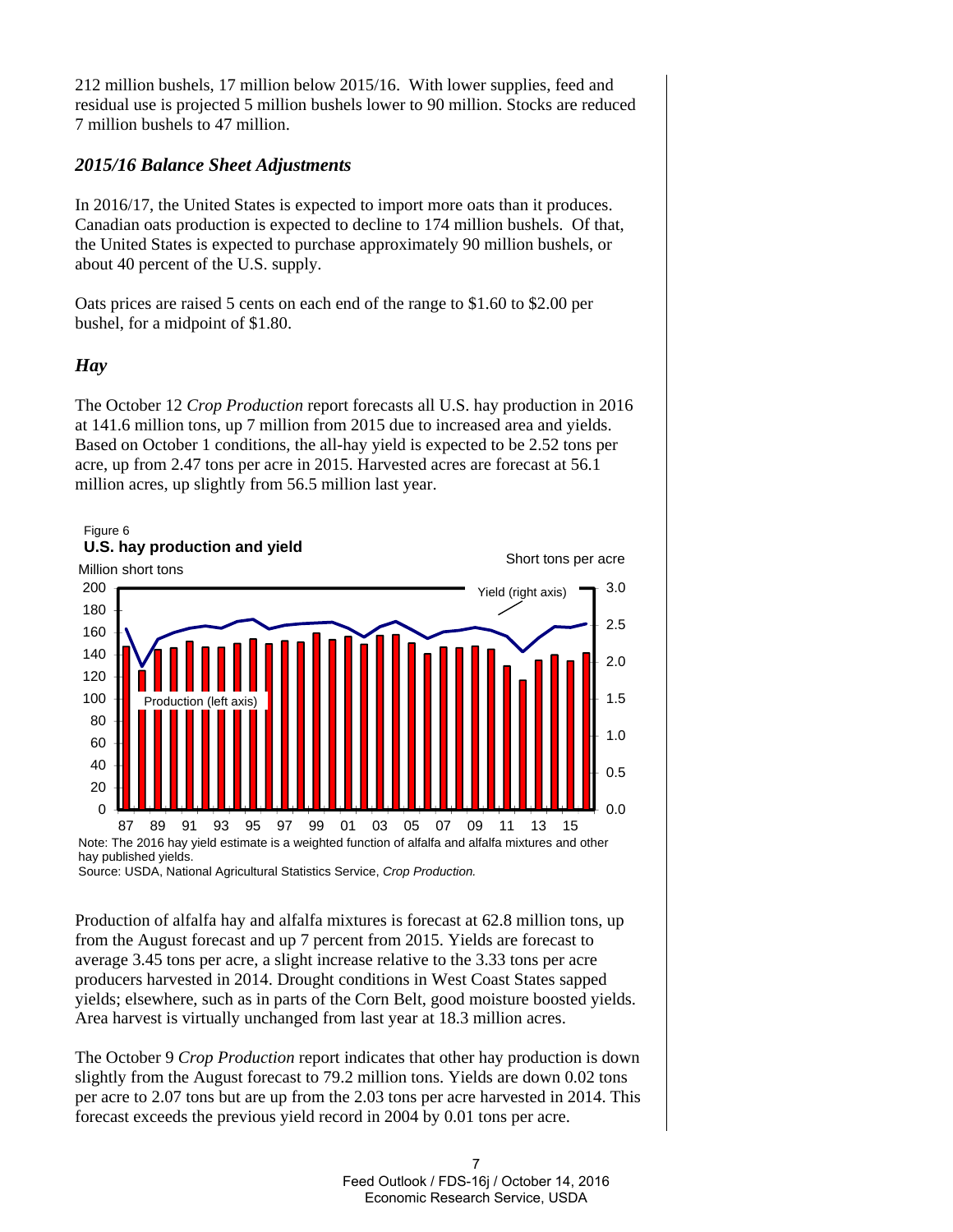212 million bushels, 17 million below 2015/16. With lower supplies, feed and residual use is projected 5 million bushels lower to 90 million. Stocks are reduced 7 million bushels to 47 million.

### *2015/16 Balance Sheet Adjustments*

In 2016/17, the United States is expected to import more oats than it produces. Canadian oats production is expected to decline to 174 million bushels. Of that, the United States is expected to purchase approximately 90 million bushels, or about 40 percent of the U.S. supply.

Oats prices are raised 5 cents on each end of the range to $1.60 to $2.00 per bushel, for a midpoint of $1.80.

## *Hay*

The October 12 *Crop Production* report forecasts all U.S. hay production in 2016 at 141.6 million tons, up 7 million from 2015 due to increased area and yields. Based on October 1 conditions, the all-hay yield is expected to be 2.52 tons per acre, up from 2.47 tons per acre in 2015. Harvested acres are forecast at 56.1 million acres, up slightly from 56.5 million last year.

Figure 6
**U.S. hay production and yield**

Note: The 2016 hay yield estimate is a weighted function of alfalfa and alfalfa mixtures and other hay published yields.
Source: USDA, National Agricultural Statistics Service, *Crop Production.*

Production of alfalfa hay and alfalfa mixtures is forecast at 62.8 million tons, up from the August forecast and up 7 percent from 2015. Yields are forecast to average 3.45 tons per acre, a slight increase relative to the 3.33 tons per acre producers harvested in 2014. Drought conditions in West Coast States sapped yields; elsewhere, such as in parts of the Corn Belt, good moisture boosted yields. Area harvest is virtually unchanged from last year at 18.3 million acres.

The October 9 *Crop Production* report indicates that other hay production is down slightly from the August forecast to 79.2 million tons. Yields are down 0.02 tons per acre to 2.07 tons but are up from the 2.03 tons per acre harvested in 2014. This forecast exceeds the previous yield record in 2004 by 0.01 tons per acre.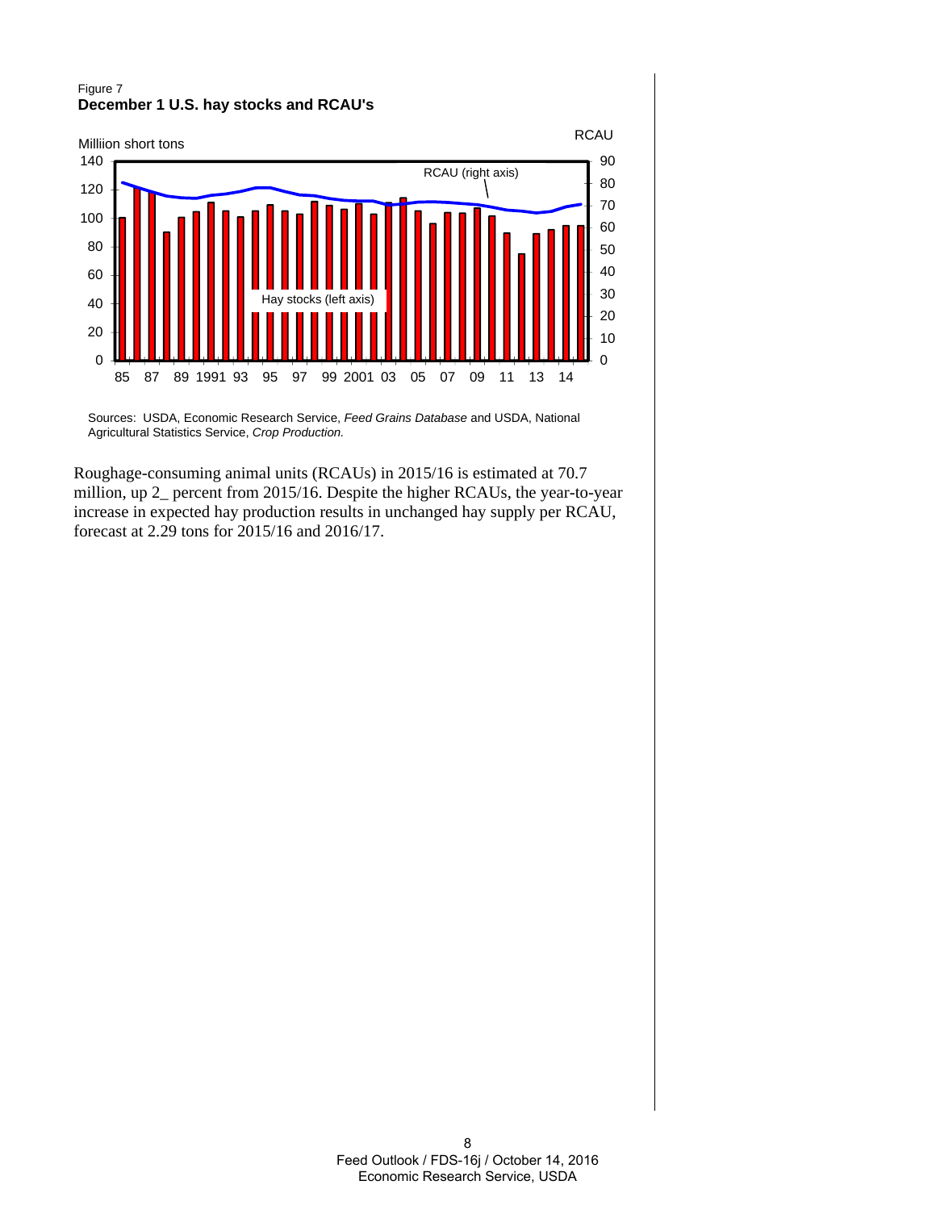Figure 7

**December 1 U.S. hay stocks and RCAU's**

Sources: USDA, Economic Research Service, *Feed Grains Database* and USDA, National Agricultural Statistics Service, *Crop Production.*

Roughage-consuming animal units (RCAUs) in 2015/16 is estimated at 70.7 million, up 2_ percent from 2015/16. Despite the higher RCAUs, the year-to-year increase in expected hay production results in unchanged hay supply per RCAU, forecast at 2.29 tons for 2015/16 and 2016/17.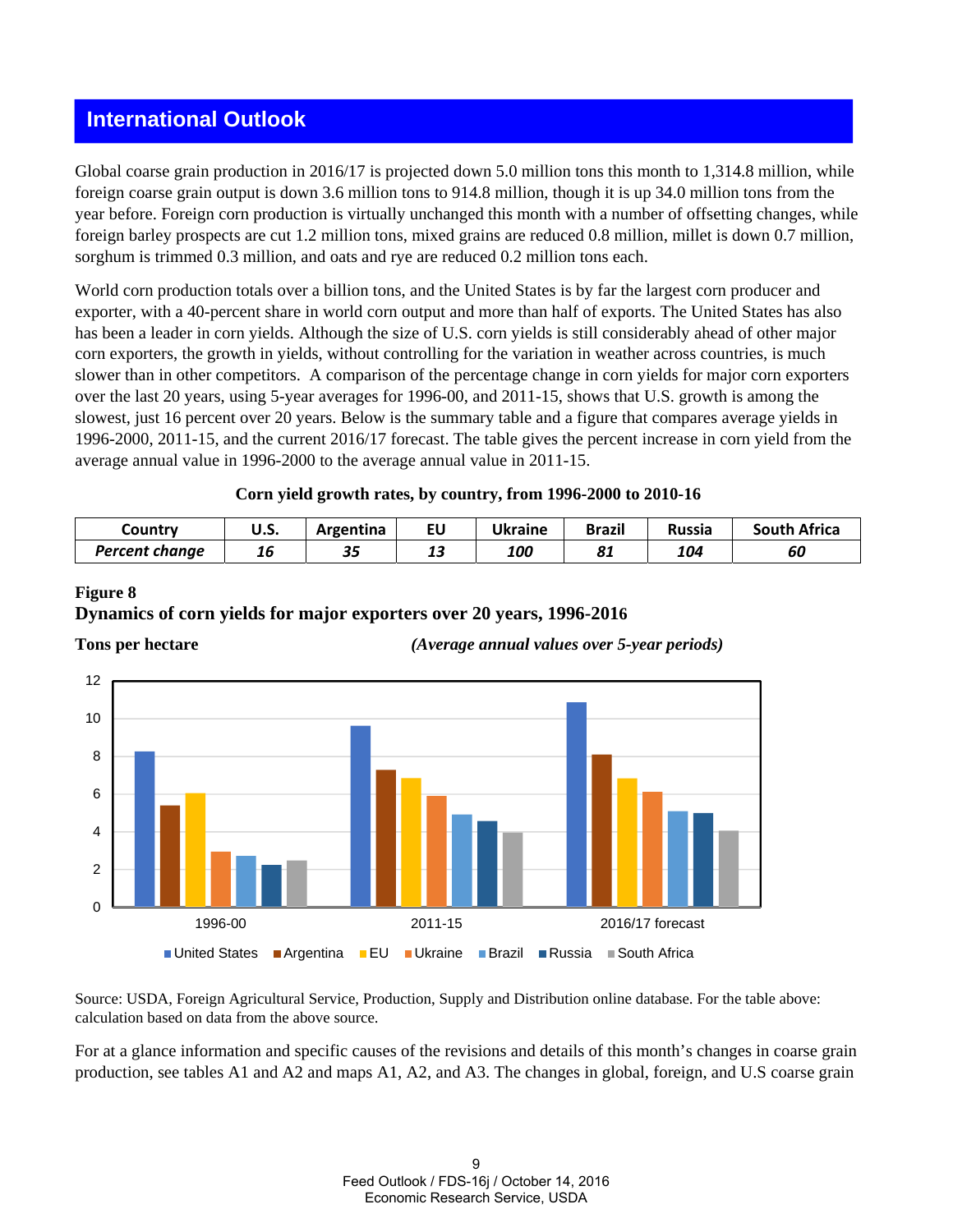## International Outlook

Global coarse grain production in 2016/17 is projected down 5.0 million tons this month to 1,314.8 million, while foreign coarse grain output is down 3.6 million tons to 914.8 million, though it is up 34.0 million tons from the year before. Foreign corn production is virtually unchanged this month with a number of offsetting changes, while foreign barley prospects are cut 1.2 million tons, mixed grains are reduced 0.8 million, millet is down 0.7 million, sorghum is trimmed 0.3 million, and oats and rye are reduced 0.2 million tons each.

World corn production totals over a billion tons, and the United States is by far the largest corn producer and exporter, with a 40-percent share in world corn output and more than half of exports. The United States has also has been a leader in corn yields. Although the size of U.S. corn yields is still considerably ahead of other major corn exporters, the growth in yields, without controlling for the variation in weather across countries, is much slower than in other competitors. A comparison of the percentage change in corn yields for major corn exporters over the last 20 years, using 5-year averages for 1996-00, and 2011-15, shows that U.S. growth is among the slowest, just 16 percent over 20 years. Below is the summary table and a figure that compares average yields in 1996-2000, 2011-15, and the current 2016/17 forecast. The table gives the percent increase in corn yield from the average annual value in 1996-2000 to the average annual value in 2011-15.

**Corn yield growth rates, by country, from 1996-2000 to 2010-16**

| Country | U.S. | Argentina | EU | Ukraine | Brazil | Russia | South Africa |
|---|---|---|---|---|---|---|---|
| *Percent change* | *16* | *35* | *13* | *100* | *81* | *104* | *60* |

**Figure 8**
**Dynamics of corn yields for major exporters over 20 years, 1996-2016**

**Tons per hectare** *(Average annual values over 5-year periods)*

Source: USDA, Foreign Agricultural Service, Production, Supply and Distribution online database. For the table above: calculation based on data from the above source.

For at a glance information and specific causes of the revisions and details of this month's changes in coarse grain production, see tables A1 and A2 and maps A1, A2, and A3. The changes in global, foreign, and U.S coarse grain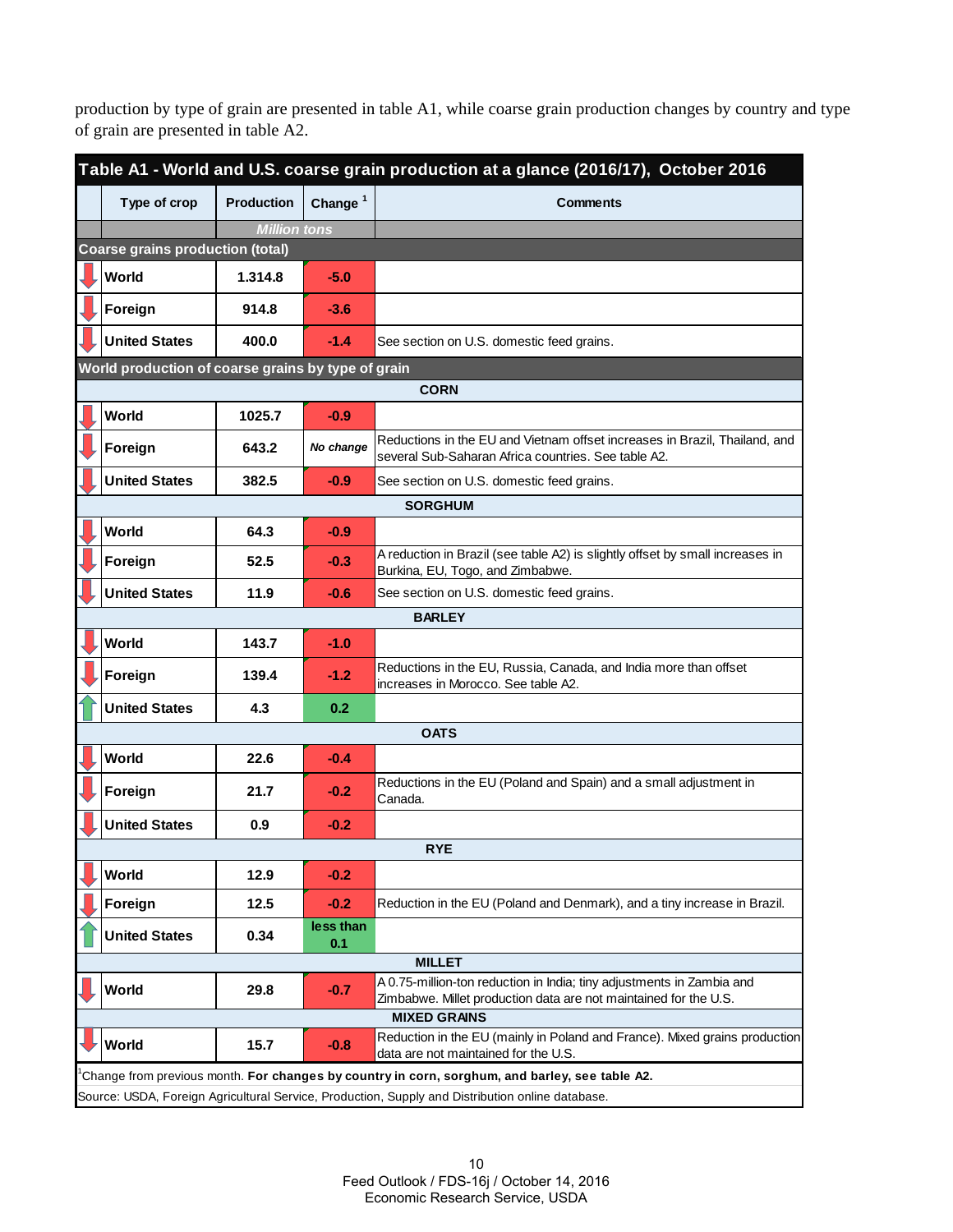production by type of grain are presented in table A1, while coarse grain production changes by country and type of grain are presented in table A2.

**Table A1 - World and U.S. coarse grain production at a glance (2016/17), October 2016**

| Type of crop | Production | Change [1] | Comments |
|---|---|---|---|
| | Million tons | | |
| **Coarse grains production (total)** | | | |
| World | 1.314.8 | -5.0 | |
| Foreign | 914.8 | -3.6 | |
| United States | 400.0 | -1.4 | See section on U.S. domestic feed grains. |
| **World production of coarse grains by type of grain** | | | |
| **CORN** | | | |
| World | 1025.7 | -0.9 | |
| Foreign | 643.2 | *No change* | Reductions in the EU and Vietnam offset increases in Brazil, Thailand, and several Sub-Saharan Africa countries. See table A2. |
| United States | 382.5 | -0.9 | See section on U.S. domestic feed grains. |
| **SORGHUM** | | | |
| World | 64.3 | -0.9 | |
| Foreign | 52.5 | -0.3 | A reduction in Brazil (see table A2) is slightly offset by small increases in Burkina, EU, Togo, and Zimbabwe. |
| United States | 11.9 | -0.6 | See section on U.S. domestic feed grains. |
| **BARLEY** | | | |
| World | 143.7 | -1.0 | |
| Foreign | 139.4 | -1.2 | Reductions in the EU, Russia, Canada, and India more than offset increases in Morocco. See table A2. |
| United States | 4.3 | 0.2 | |
| **OATS** | | | |
| World | 22.6 | -0.4 | |
| Foreign | 21.7 | -0.2 | Reductions in the EU (Poland and Spain) and a small adjustment in Canada. |
| United States | 0.9 | -0.2 | |
| **RYE** | | | |
| World | 12.9 | -0.2 | |
| Foreign | 12.5 | -0.2 | Reduction in the EU (Poland and Denmark), and a tiny increase in Brazil. |
| United States | 0.34 | less than 0.1 | |
| **MILLET** | | | |
| World | 29.8 | -0.7 | A 0.75-million-ton reduction in India; tiny adjustments in Zambia and Zimbabwe. Millet production data are not maintained for the U.S. |
| **MIXED GRAINS** | | | |
| World | 15.7 | -0.8 | Reduction in the EU (mainly in Poland and France). Mixed grains production data are not maintained for the U.S. |

[1]Change from previous month. **For changes by country in corn, sorghum, and barley, see table A2.**

Source: USDA, Foreign Agricultural Service, Production, Supply and Distribution online database.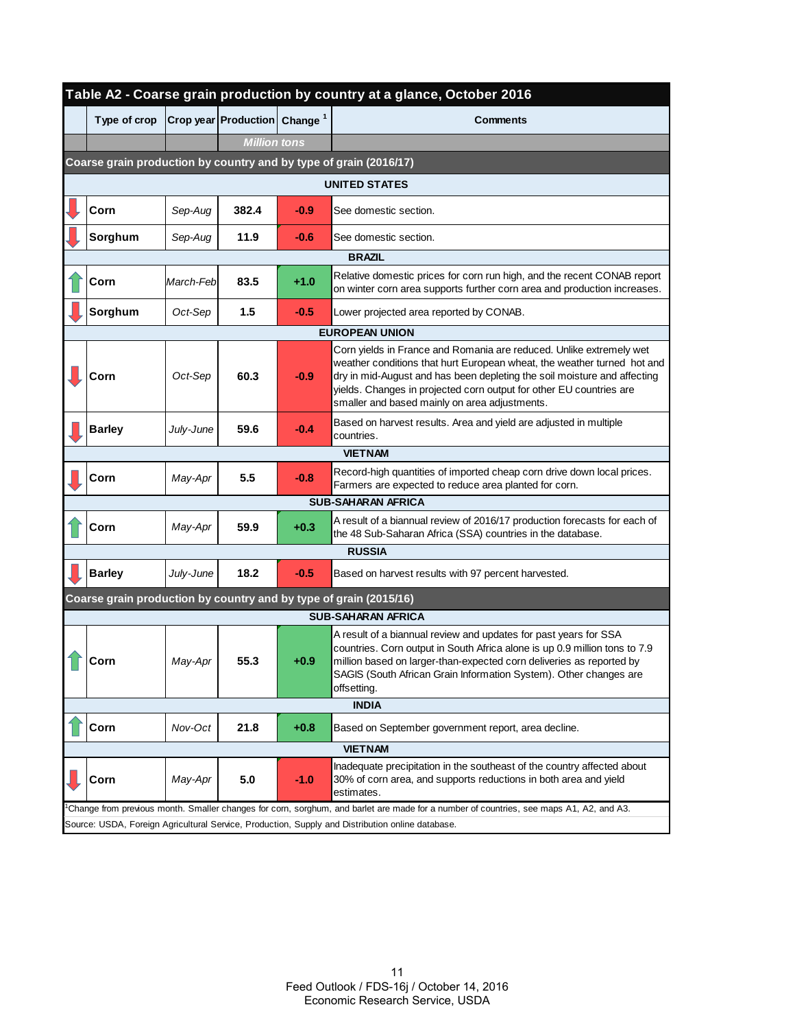## Table A2 - Coarse grain production by country at a glance, October 2016

| Type of crop | Crop year | Production | Change [1] | Comments |
|---|---|---|---|---|
| | | *Million tons* | | |
| **Coarse grain production by country and by type of grain (2016/17)** | | | | |
| **UNITED STATES** | | | | |
| Corn | Sep-Aug | 382.4 | -0.9 | See domestic section. |
| Sorghum | Sep-Aug | 11.9 | -0.6 | See domestic section. |
| **BRAZIL** | | | | |
| Corn | March-Feb | 83.5 | +1.0 | Relative domestic prices for corn run high, and the recent CONAB report on winter corn area supports further corn area and production increases. |
| Sorghum | Oct-Sep | 1.5 | -0.5 | Lower projected area reported by CONAB. |
| **EUROPEAN UNION** | | | | |
| Corn | Oct-Sep | 60.3 | -0.9 | Corn yields in France and Romania are reduced. Unlike extremely wet weather conditions that hurt European wheat, the weather turned hot and dry in mid-August and has been depleting the soil moisture and affecting yields. Changes in projected corn output for other EU countries are smaller and based mainly on area adjustments. |
| Barley | July-June | 59.6 | -0.4 | Based on harvest results. Area and yield are adjusted in multiple countries. |
| **VIETNAM** | | | | |
| Corn | May-Apr | 5.5 | -0.8 | Record-high quantities of imported cheap corn drive down local prices. Farmers are expected to reduce area planted for corn. |
| **SUB-SAHARAN AFRICA** | | | | |
| Corn | May-Apr | 59.9 | +0.3 | A result of a biannual review of 2016/17 production forecasts for each of the 48 Sub-Saharan Africa (SSA) countries in the database. |
| **RUSSIA** | | | | |
| Barley | July-June | 18.2 | -0.5 | Based on harvest results with 97 percent harvested. |
| **Coarse grain production by country and by type of grain (2015/16)** | | | | |
| **SUB-SAHARAN AFRICA** | | | | |
| Corn | May-Apr | 55.3 | +0.9 | A result of a biannual review and updates for past years for SSA countries. Corn output in South Africa alone is up 0.9 million tons to 7.9 million based on larger-than-expected corn deliveries as reported by SAGIS (South African Grain Information System). Other changes are offsetting. |
| **INDIA** | | | | |
| Corn | Nov-Oct | 21.8 | +0.8 | Based on September government report, area decline. |
| **VIETNAM** | | | | |
| Corn | May-Apr | 5.0 | -1.0 | Inadequate precipitation in the southeast of the country affected about 30% of corn area, and supports reductions in both area and yield estimates. |

[1]Change from previous month. Smaller changes for corn, sorghum, and barlet are made for a number of countries, see maps A1, A2, and A3.

Source: USDA, Foreign Agricultural Service, Production, Supply and Distribution online database.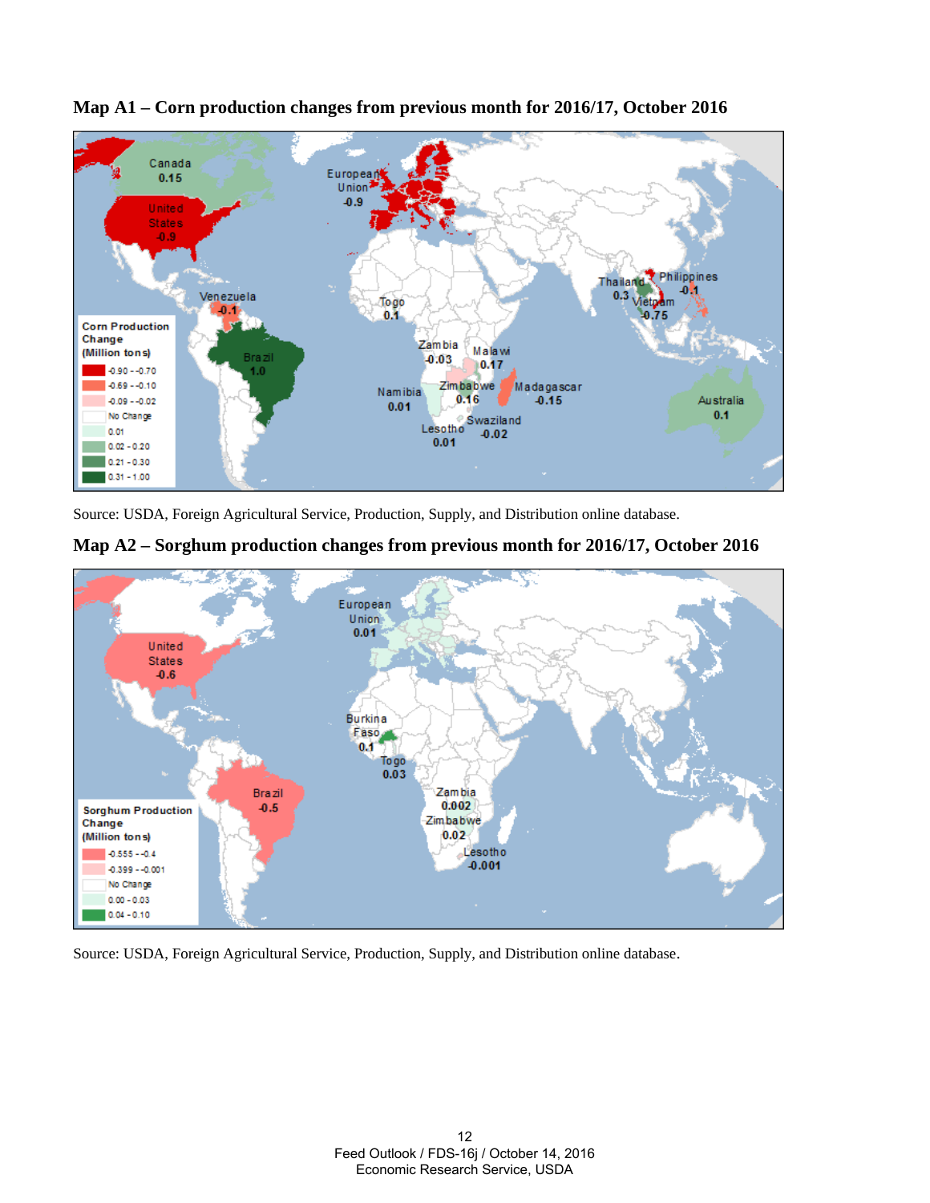**Map A1 – Corn production changes from previous month for 2016/17, October 2016**

Source: USDA, Foreign Agricultural Service, Production, Supply, and Distribution online database.

**Map A2 – Sorghum production changes from previous month for 2016/17, October 2016**

Source: USDA, Foreign Agricultural Service, Production, Supply, and Distribution online database.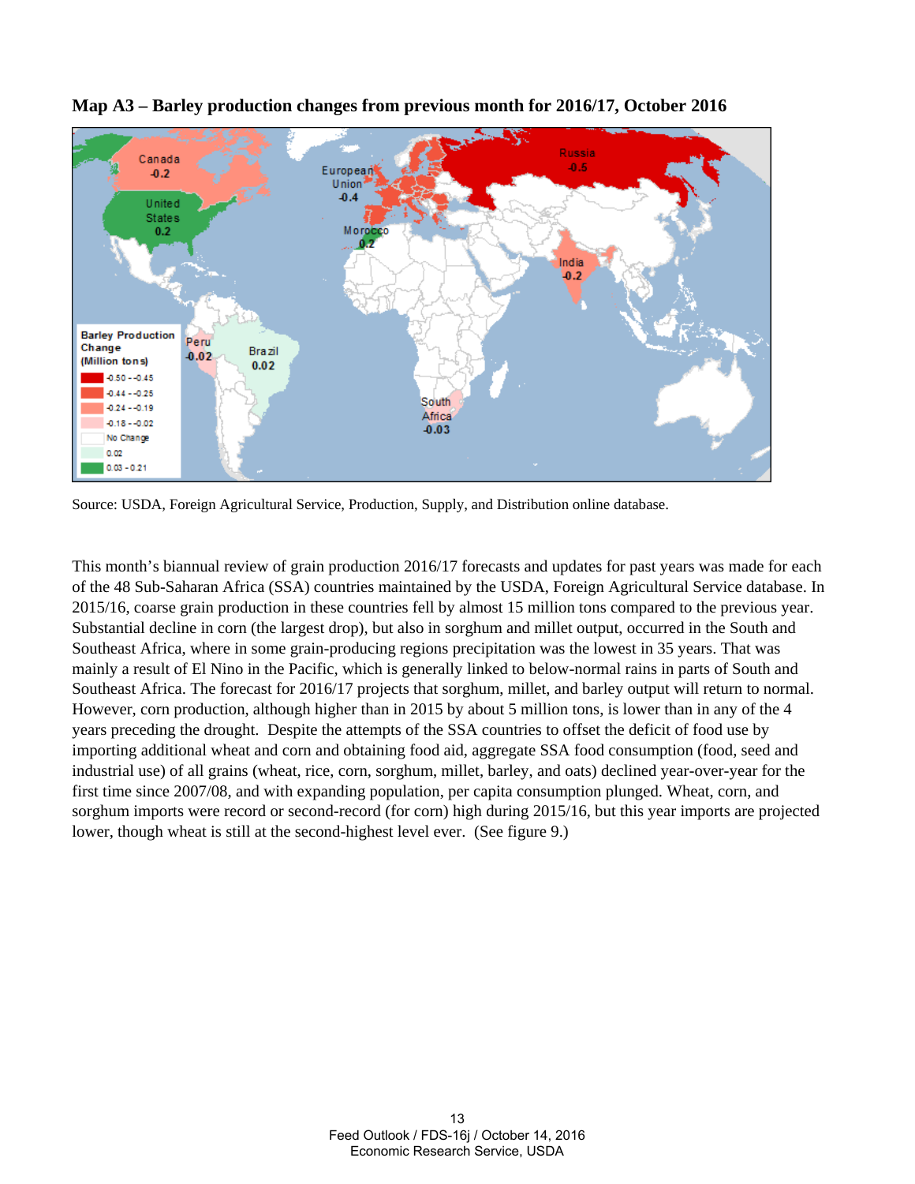**Map A3 – Barley production changes from previous month for 2016/17, October 2016**

Source: USDA, Foreign Agricultural Service, Production, Supply, and Distribution online database.

This month's biannual review of grain production 2016/17 forecasts and updates for past years was made for each of the 48 Sub-Saharan Africa (SSA) countries maintained by the USDA, Foreign Agricultural Service database. In 2015/16, coarse grain production in these countries fell by almost 15 million tons compared to the previous year. Substantial decline in corn (the largest drop), but also in sorghum and millet output, occurred in the South and Southeast Africa, where in some grain-producing regions precipitation was the lowest in 35 years. That was mainly a result of El Nino in the Pacific, which is generally linked to below-normal rains in parts of South and Southeast Africa. The forecast for 2016/17 projects that sorghum, millet, and barley output will return to normal. However, corn production, although higher than in 2015 by about 5 million tons, is lower than in any of the 4 years preceding the drought. Despite the attempts of the SSA countries to offset the deficit of food use by importing additional wheat and corn and obtaining food aid, aggregate SSA food consumption (food, seed and industrial use) of all grains (wheat, rice, corn, sorghum, millet, barley, and oats) declined year-over-year for the first time since 2007/08, and with expanding population, per capita consumption plunged. Wheat, corn, and sorghum imports were record or second-record (for corn) high during 2015/16, but this year imports are projected lower, though wheat is still at the second-highest level ever. (See figure 9.)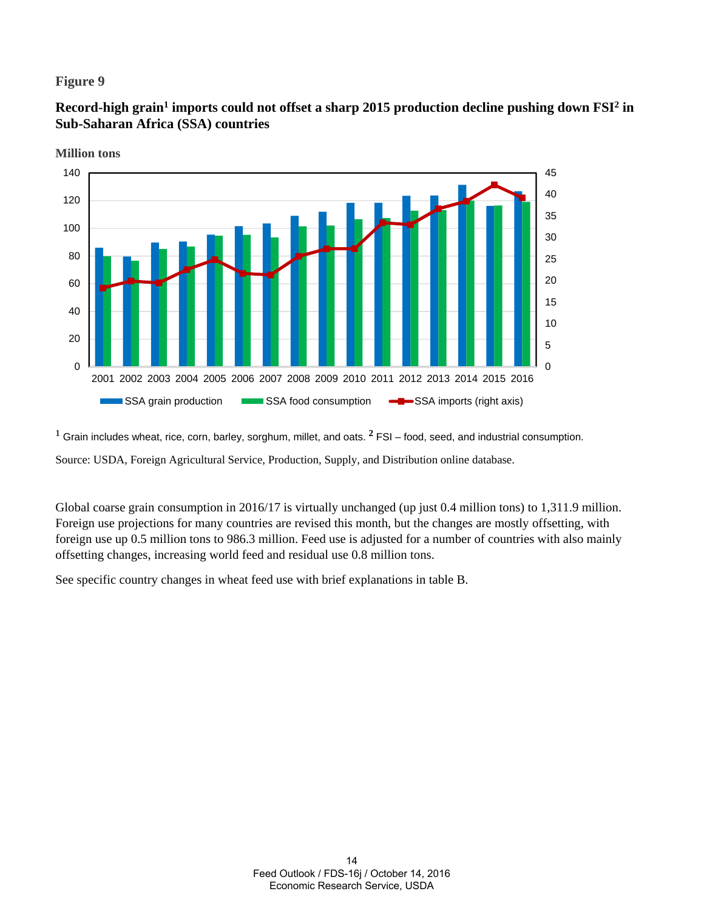**Figure 9**

**Record-high grain[1] imports could not offset a sharp 2015 production decline pushing down FSI[2] in Sub-Saharan Africa (SSA) countries**

[1] Grain includes wheat, rice, corn, barley, sorghum, millet, and oats. [2] FSI – food, seed, and industrial consumption.

Source: USDA, Foreign Agricultural Service, Production, Supply, and Distribution online database.

Global coarse grain consumption in 2016/17 is virtually unchanged (up just 0.4 million tons) to 1,311.9 million. Foreign use projections for many countries are revised this month, but the changes are mostly offsetting, with foreign use up 0.5 million tons to 986.3 million. Feed use is adjusted for a number of countries with also mainly offsetting changes, increasing world feed and residual use 0.8 million tons.

See specific country changes in wheat feed use with brief explanations in table B.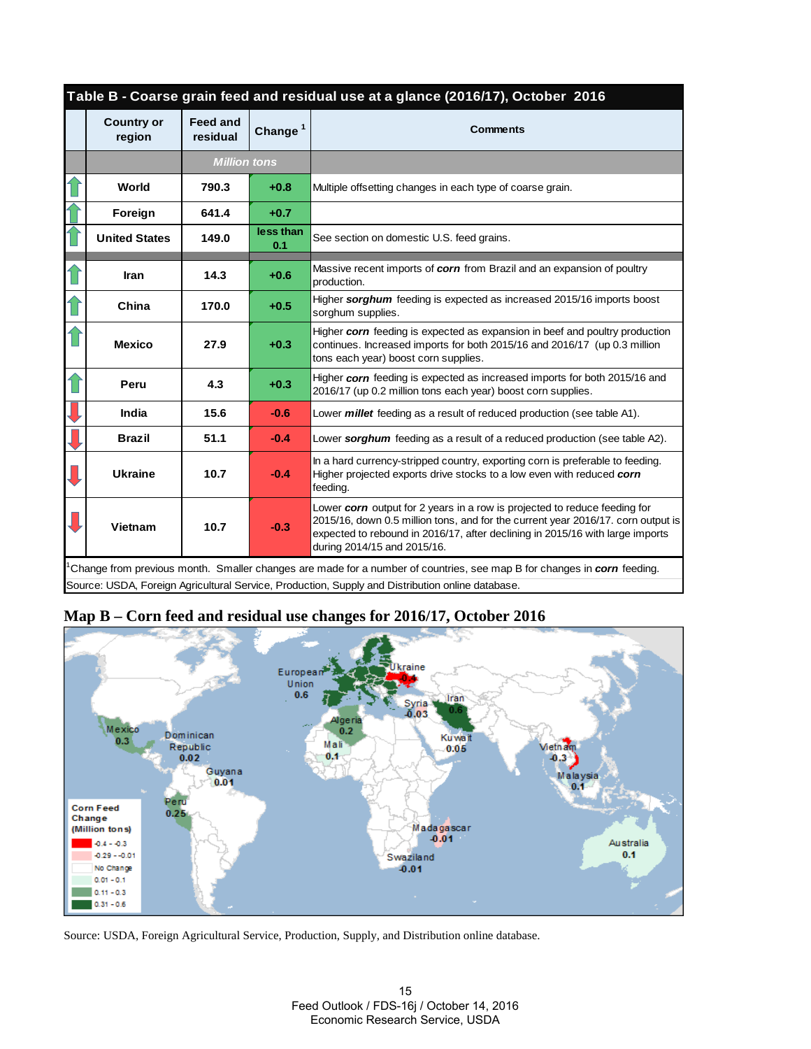## Table B - Coarse grain feed and residual use at a glance (2016/17), October 2016

| Country or region | Feed and residual | Change [1] | Comments |
|---|---|---|---|
| | Million tons | | |
| World | 790.3 | +0.8 | Multiple offsetting changes in each type of coarse grain. |
| Foreign | 641.4 | +0.7 | |
| United States | 149.0 | less than 0.1 | See section on domestic U.S. feed grains. |
| Iran | 14.3 | +0.6 | Massive recent imports of ***corn*** from Brazil and an expansion of poultry production. |
| China | 170.0 | +0.5 | Higher ***sorghum*** feeding is expected as increased 2015/16 imports boost sorghum supplies. |
| Mexico | 27.9 | +0.3 | Higher ***corn*** feeding is expected as expansion in beef and poultry production continues. Increased imports for both 2015/16 and 2016/17 (up 0.3 million tons each year) boost corn supplies. |
| Peru | 4.3 | +0.3 | Higher ***corn*** feeding is expected as increased imports for both 2015/16 and 2016/17 (up 0.2 million tons each year) boost corn supplies. |
| India | 15.6 | -0.6 | Lower ***millet*** feeding as a result of reduced production (see table A1). |
| Brazil | 51.1 | -0.4 | Lower ***sorghum*** feeding as a result of a reduced production (see table A2). |
| Ukraine | 10.7 | -0.4 | In a hard currency-stripped country, exporting corn is preferable to feeding. Higher projected exports drive stocks to a low even with reduced ***corn*** feeding. |
| Vietnam | 10.7 | -0.3 | Lower ***corn*** output for 2 years in a row is projected to reduce feeding for 2015/16, down 0.5 million tons, and for the current year 2016/17. corn output is expected to rebound in 2016/17, after declining in 2015/16 with large imports during 2014/15 and 2015/16. |

[1] Change from previous month. Smaller changes are made for a number of countries, see map B for changes in ***corn*** feeding.

Source: USDA, Foreign Agricultural Service, Production, Supply and Distribution online database.

## Map B – Corn feed and residual use changes for 2016/17, October 2016

Source: USDA, Foreign Agricultural Service, Production, Supply, and Distribution online database.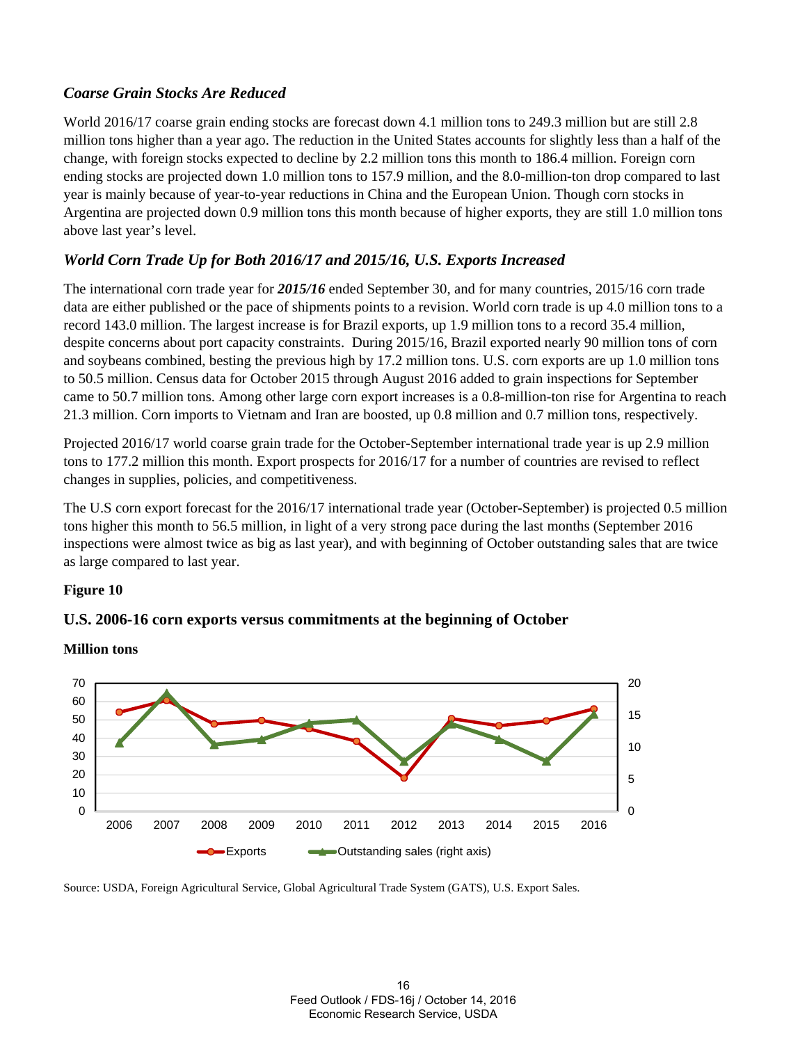### *Coarse Grain Stocks Are Reduced*

World 2016/17 coarse grain ending stocks are forecast down 4.1 million tons to 249.3 million but are still 2.8 million tons higher than a year ago. The reduction in the United States accounts for slightly less than a half of the change, with foreign stocks expected to decline by 2.2 million tons this month to 186.4 million. Foreign corn ending stocks are projected down 1.0 million tons to 157.9 million, and the 8.0-million-ton drop compared to last year is mainly because of year-to-year reductions in China and the European Union. Though corn stocks in Argentina are projected down 0.9 million tons this month because of higher exports, they are still 1.0 million tons above last year's level.

### *World Corn Trade Up for Both 2016/17 and 2015/16, U.S. Exports Increased*

The international corn trade year for ***2015/16*** ended September 30, and for many countries, 2015/16 corn trade data are either published or the pace of shipments points to a revision. World corn trade is up 4.0 million tons to a record 143.0 million. The largest increase is for Brazil exports, up 1.9 million tons to a record 35.4 million, despite concerns about port capacity constraints. During 2015/16, Brazil exported nearly 90 million tons of corn and soybeans combined, besting the previous high by 17.2 million tons. U.S. corn exports are up 1.0 million tons to 50.5 million. Census data for October 2015 through August 2016 added to grain inspections for September came to 50.7 million tons. Among other large corn export increases is a 0.8-million-ton rise for Argentina to reach 21.3 million. Corn imports to Vietnam and Iran are boosted, up 0.8 million and 0.7 million tons, respectively.

Projected 2016/17 world coarse grain trade for the October-September international trade year is up 2.9 million tons to 177.2 million this month. Export prospects for 2016/17 for a number of countries are revised to reflect changes in supplies, policies, and competitiveness.

The U.S corn export forecast for the 2016/17 international trade year (October-September) is projected 0.5 million tons higher this month to 56.5 million, in light of a very strong pace during the last months (September 2016 inspections were almost twice as big as last year), and with beginning of October outstanding sales that are twice as large compared to last year.

**Figure 10**

**U.S. 2006-16 corn exports versus commitments at the beginning of October**

**Million tons**

Source: USDA, Foreign Agricultural Service, Global Agricultural Trade System (GATS), U.S. Export Sales.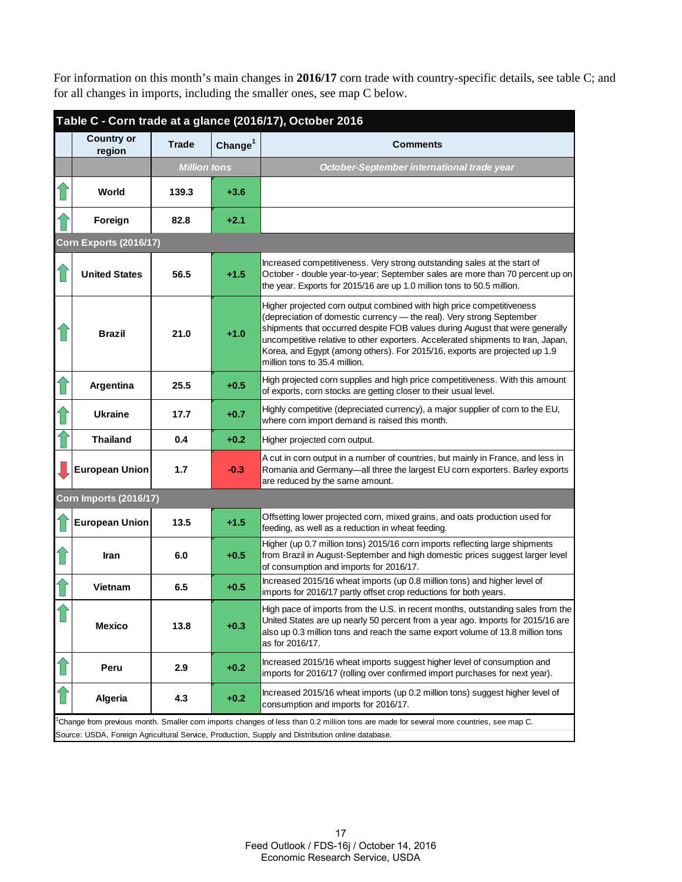For information on this month's main changes in **2016/17** corn trade with country-specific details, see table C; and for all changes in imports, including the smaller ones, see map C below.

**Table C - Corn trade at a glance (2016/17), October 2016**

| | Country or region | Trade | Change[1] | Comments |
|---|---|---|---|---|
| | | *Million tons* | | *October-September international trade year* |
| ↑ | World | 139.3 | +3.6 | |
| ↑ | Foreign | 82.8 | +2.1 | |
| **Corn Exports (2016/17)** | | | | |
| ↑ | United States | 56.5 | +1.5 | Increased competitiveness. Very strong outstanding sales at the start of October - double year-to-year; September sales are more than 70 percent up on the year. Exports for 2015/16 are up 1.0 million tons to 50.5 million. |
| ↑ | Brazil | 21.0 | +1.0 | Higher projected corn output combined with high price competitiveness (depreciation of domestic currency — the real). Very strong September shipments that occurred despite FOB values during August that were generally uncompetitive relative to other exporters. Accelerated shipments to Iran, Japan, Korea, and Egypt (among others). For 2015/16, exports are projected up 1.9 million tons to 35.4 million. |
| ↑ | Argentina | 25.5 | +0.5 | High projected corn supplies and high price competitiveness. With this amount of exports, corn stocks are getting closer to their usual level. |
| ↑ | Ukraine | 17.7 | +0.7 | Highly competitive (depreciated currency), a major supplier of corn to the EU, where corn import demand is raised this month. |
| ↑ | Thailand | 0.4 | +0.2 | Higher projected corn output. |
| ↓ | European Union | 1.7 | -0.3 | A cut in corn output in a number of countries, but mainly in France, and less in Romania and Germany—all three the largest EU corn exporters. Barley exports are reduced by the same amount. |
| **Corn Imports (2016/17)** | | | | |
| ↑ | European Union | 13.5 | +1.5 | Offsetting lower projected corn, mixed grains, and oats production used for feeding, as well as a reduction in wheat feeding. |
| ↑ | Iran | 6.0 | +0.5 | Higher (up 0.7 million tons) 2015/16 corn imports reflecting large shipments from Brazil in August-September and high domestic prices suggest larger level of consumption and imports for 2016/17. |
| ↑ | Vietnam | 6.5 | +0.5 | Increased 2015/16 wheat imports (up 0.8 million tons) and higher level of imports for 2016/17 partly offset crop reductions for both years. |
| ↑ | Mexico | 13.8 | +0.3 | High pace of imports from the U.S. in recent months, outstanding sales from the United States are up nearly 50 percent from a year ago. Imports for 2015/16 are also up 0.3 million tons and reach the same export volume of 13.8 million tons as for 2016/17. |
| ↑ | Peru | 2.9 | +0.2 | Increased 2015/16 wheat imports suggest higher level of consumption and imports for 2016/17 (rolling over confirmed import purchases for next year). |
| ↑ | Algeria | 4.3 | +0.2 | Increased 2015/16 wheat imports (up 0.2 million tons) suggest higher level of consumption and imports for 2016/17. |

[1]Change from previous month. Smaller corn imports changes of less than 0.2 million tons are made for several more countries, see map C.

Source: USDA, Foreign Agricultural Service, Production, Supply and Distribution online database.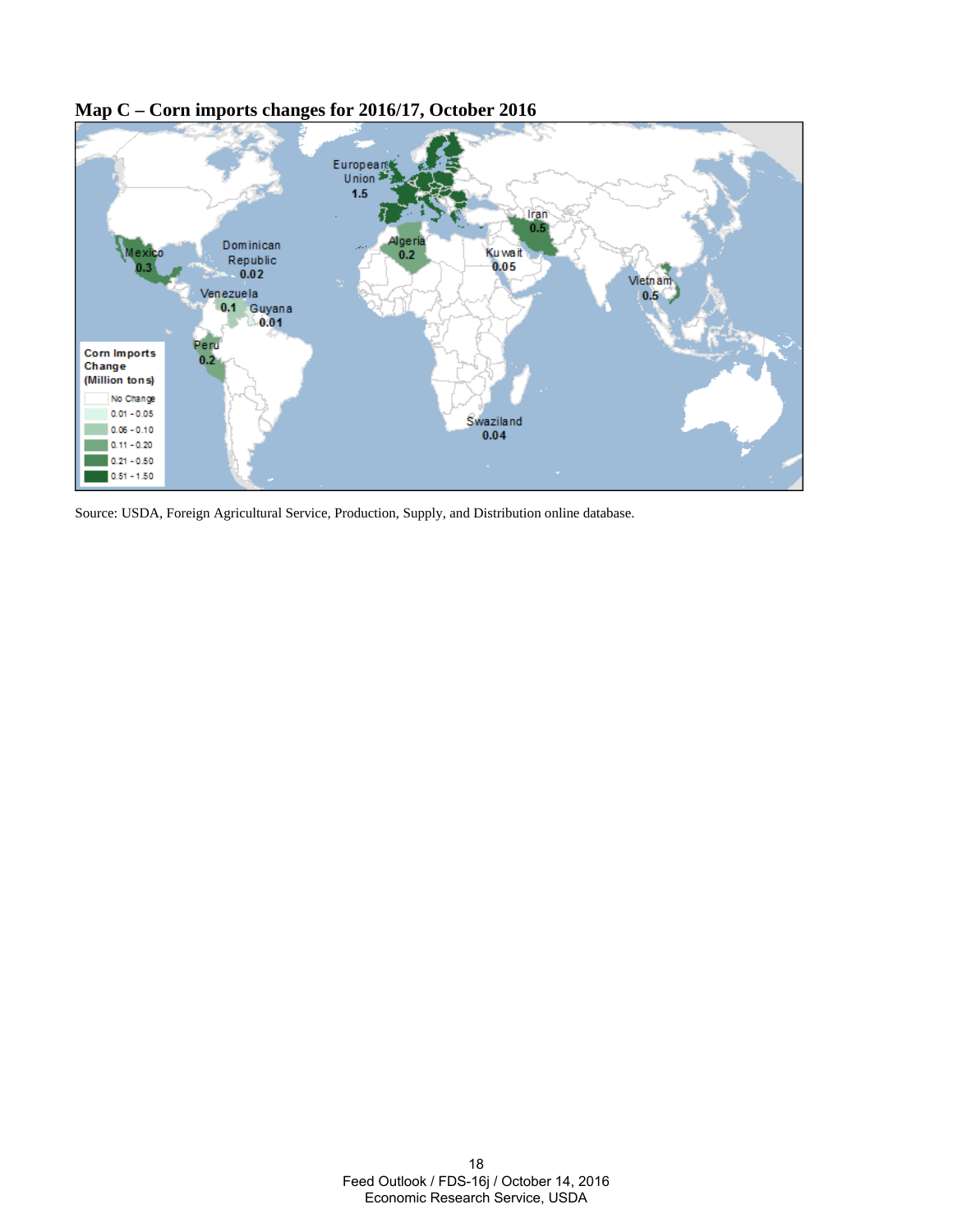**Map C – Corn imports changes for 2016/17, October 2016**

Source: USDA, Foreign Agricultural Service, Production, Supply, and Distribution online database.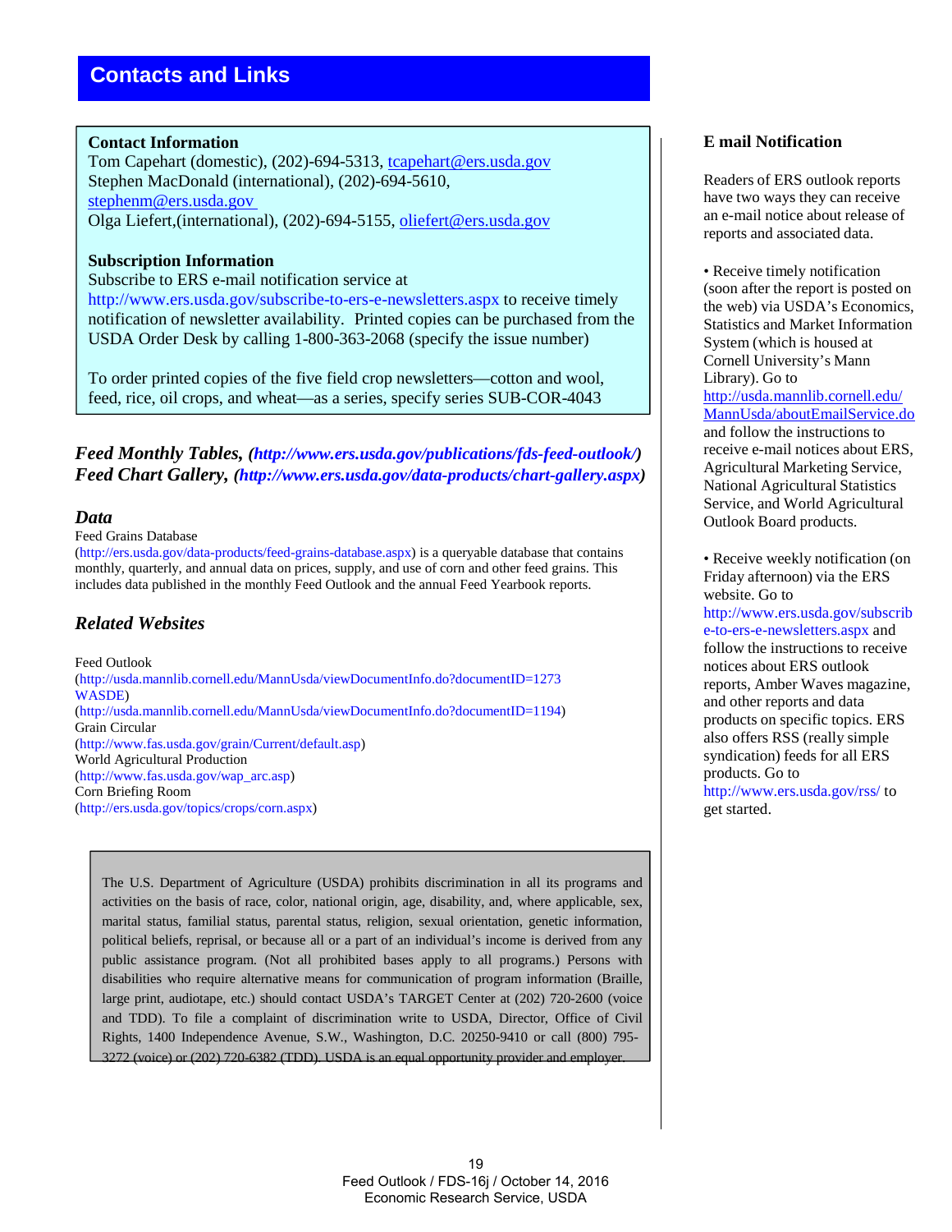# Contacts and Links

**Contact Information**
Tom Capehart (domestic), (202)-694-5313, tcapehart@ers.usda.gov
Stephen MacDonald (international), (202)-694-5610, stephenm@ers.usda.gov
Olga Liefert,(international), (202)-694-5155, oliefert@ers.usda.gov

**Subscription Information**
Subscribe to ERS e-mail notification service at http://www.ers.usda.gov/subscribe-to-ers-e-newsletters.aspx to receive timely notification of newsletter availability. Printed copies can be purchased from the USDA Order Desk by calling 1-800-363-2068 (specify the issue number)

To order printed copies of the five field crop newsletters—cotton and wool, feed, rice, oil crops, and wheat—as a series, specify series SUB-COR-4043

***Feed Monthly Tables, (http://www.ers.usda.gov/publications/fds-feed-outlook/)***
***Feed Chart Gallery, (http://www.ers.usda.gov/data-products/chart-gallery.aspx)***

## *Data*

Feed Grains Database (http://ers.usda.gov/data-products/feed-grains-database.aspx) is a queryable database that contains monthly, quarterly, and annual data on prices, supply, and use of corn and other feed grains. This includes data published in the monthly Feed Outlook and the annual Feed Yearbook reports.

## *Related Websites*

Feed Outlook
(http://usda.mannlib.cornell.edu/MannUsda/viewDocumentInfo.do?documentID=1273
WASDE)
(http://usda.mannlib.cornell.edu/MannUsda/viewDocumentInfo.do?documentID=1194)
Grain Circular
(http://www.fas.usda.gov/grain/Current/default.asp)
World Agricultural Production
(http://www.fas.usda.gov/wap_arc.asp)
Corn Briefing Room
(http://ers.usda.gov/topics/crops/corn.aspx)

The U.S. Department of Agriculture (USDA) prohibits discrimination in all its programs and activities on the basis of race, color, national origin, age, disability, and, where applicable, sex, marital status, familial status, parental status, religion, sexual orientation, genetic information, political beliefs, reprisal, or because all or a part of an individual's income is derived from any public assistance program. (Not all prohibited bases apply to all programs.) Persons with disabilities who require alternative means for communication of program information (Braille, large print, audiotape, etc.) should contact USDA's TARGET Center at (202) 720-2600 (voice and TDD). To file a complaint of discrimination write to USDA, Director, Office of Civil Rights, 1400 Independence Avenue, S.W., Washington, D.C. 20250-9410 or call (800) 795-3272 (voice) or (202) 720-6382 (TDD). USDA is an equal opportunity provider and employer.

### E mail Notification

Readers of ERS outlook reports have two ways they can receive an e-mail notice about release of reports and associated data.

- Receive timely notification (soon after the report is posted on the web) via USDA's Economics, Statistics and Market Information System (which is housed at Cornell University's Mann Library). Go to http://usda.mannlib.cornell.edu/MannUsda/aboutEmailService.do and follow the instructions to receive e-mail notices about ERS, Agricultural Marketing Service, National Agricultural Statistics Service, and World Agricultural Outlook Board products.

- Receive weekly notification (on Friday afternoon) via the ERS website. Go to http://www.ers.usda.gov/subscribe-to-ers-e-newsletters.aspx and follow the instructions to receive notices about ERS outlook reports, Amber Waves magazine, and other reports and data products on specific topics. ERS also offers RSS (really simple syndication) feeds for all ERS products. Go to http://www.ers.usda.gov/rss/ to get started.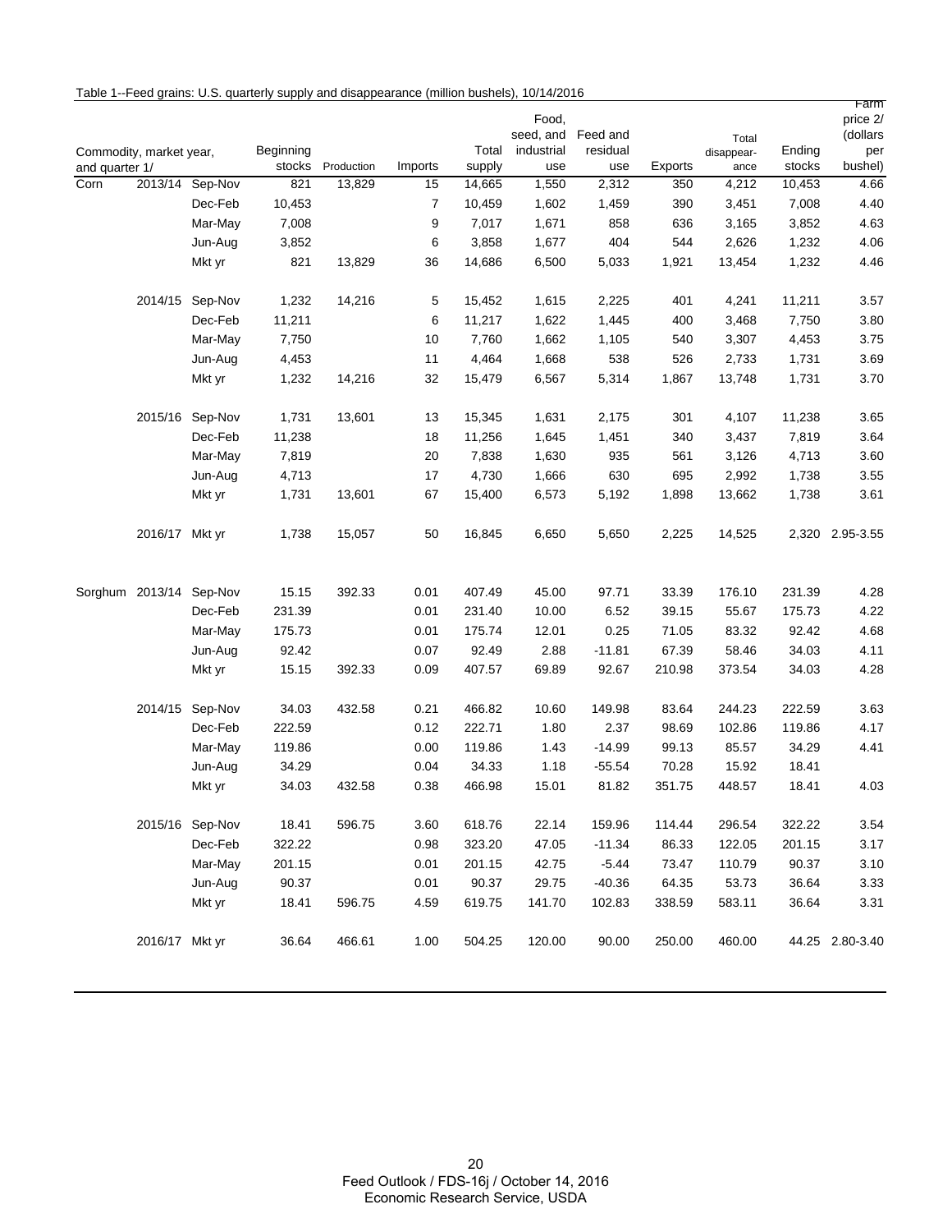Table 1--Feed grains: U.S. quarterly supply and disappearance (million bushels), 10/14/2016

| Commodity, market year, and quarter 1/ | | | Beginning stocks | Production | Imports | Total supply | Food, seed, and industrial use | Feed and residual use | Exports | Total disappear-ance | Ending stocks | Farm price 2/ (dollars per bushel) |
|---|---|---|---|---|---|---|---|---|---|---|---|---|
| Corn | 2013/14 | Sep-Nov | 821 | 13,829 | 15 | 14,665 | 1,550 | 2,312 | 350 | 4,212 | 10,453 | 4.66 |
| | | Dec-Feb | 10,453 | | 7 | 10,459 | 1,602 | 1,459 | 390 | 3,451 | 7,008 | 4.40 |
| | | Mar-May | 7,008 | | 9 | 7,017 | 1,671 | 858 | 636 | 3,165 | 3,852 | 4.63 |
| | | Jun-Aug | 3,852 | | 6 | 3,858 | 1,677 | 404 | 544 | 2,626 | 1,232 | 4.06 |
| | | Mkt yr | 821 | 13,829 | 36 | 14,686 | 6,500 | 5,033 | 1,921 | 13,454 | 1,232 | 4.46 |
| | 2014/15 | Sep-Nov | 1,232 | 14,216 | 5 | 15,452 | 1,615 | 2,225 | 401 | 4,241 | 11,211 | 3.57 |
| | | Dec-Feb | 11,211 | | 6 | 11,217 | 1,622 | 1,445 | 400 | 3,468 | 7,750 | 3.80 |
| | | Mar-May | 7,750 | | 10 | 7,760 | 1,662 | 1,105 | 540 | 3,307 | 4,453 | 3.75 |
| | | Jun-Aug | 4,453 | | 11 | 4,464 | 1,668 | 538 | 526 | 2,733 | 1,731 | 3.69 |
| | | Mkt yr | 1,232 | 14,216 | 32 | 15,479 | 6,567 | 5,314 | 1,867 | 13,748 | 1,731 | 3.70 |
| | 2015/16 | Sep-Nov | 1,731 | 13,601 | 13 | 15,345 | 1,631 | 2,175 | 301 | 4,107 | 11,238 | 3.65 |
| | | Dec-Feb | 11,238 | | 18 | 11,256 | 1,645 | 1,451 | 340 | 3,437 | 7,819 | 3.64 |
| | | Mar-May | 7,819 | | 20 | 7,838 | 1,630 | 935 | 561 | 3,126 | 4,713 | 3.60 |
| | | Jun-Aug | 4,713 | | 17 | 4,730 | 1,666 | 630 | 695 | 2,992 | 1,738 | 3.55 |
| | | Mkt yr | 1,731 | 13,601 | 67 | 15,400 | 6,573 | 5,192 | 1,898 | 13,662 | 1,738 | 3.61 |
| | 2016/17 | Mkt yr | 1,738 | 15,057 | 50 | 16,845 | 6,650 | 5,650 | 2,225 | 14,525 | 2,320 | 2.95-3.55 |
| Sorghum | 2013/14 | Sep-Nov | 15.15 | 392.33 | 0.01 | 407.49 | 45.00 | 97.71 | 33.39 | 176.10 | 231.39 | 4.28 |
| | | Dec-Feb | 231.39 | | 0.01 | 231.40 | 10.00 | 6.52 | 39.15 | 55.67 | 175.73 | 4.22 |
| | | Mar-May | 175.73 | | 0.01 | 175.74 | 12.01 | 0.25 | 71.05 | 83.32 | 92.42 | 4.68 |
| | | Jun-Aug | 92.42 | | 0.07 | 92.49 | 2.88 | -11.81 | 67.39 | 58.46 | 34.03 | 4.11 |
| | | Mkt yr | 15.15 | 392.33 | 0.09 | 407.57 | 69.89 | 92.67 | 210.98 | 373.54 | 34.03 | 4.28 |
| | 2014/15 | Sep-Nov | 34.03 | 432.58 | 0.21 | 466.82 | 10.60 | 149.98 | 83.64 | 244.23 | 222.59 | 3.63 |
| | | Dec-Feb | 222.59 | | 0.12 | 222.71 | 1.80 | 2.37 | 98.69 | 102.86 | 119.86 | 4.17 |
| | | Mar-May | 119.86 | | 0.00 | 119.86 | 1.43 | -14.99 | 99.13 | 85.57 | 34.29 | 4.41 |
| | | Jun-Aug | 34.29 | | 0.04 | 34.33 | 1.18 | -55.54 | 70.28 | 15.92 | 18.41 | |
| | | Mkt yr | 34.03 | 432.58 | 0.38 | 466.98 | 15.01 | 81.82 | 351.75 | 448.57 | 18.41 | 4.03 |
| | 2015/16 | Sep-Nov | 18.41 | 596.75 | 3.60 | 618.76 | 22.14 | 159.96 | 114.44 | 296.54 | 322.22 | 3.54 |
| | | Dec-Feb | 322.22 | | 0.98 | 323.20 | 47.05 | -11.34 | 86.33 | 122.05 | 201.15 | 3.17 |
| | | Mar-May | 201.15 | | 0.01 | 201.15 | 42.75 | -5.44 | 73.47 | 110.79 | 90.37 | 3.10 |
| | | Jun-Aug | 90.37 | | 0.01 | 90.37 | 29.75 | -40.36 | 64.35 | 53.73 | 36.64 | 3.33 |
| | | Mkt yr | 18.41 | 596.75 | 4.59 | 619.75 | 141.70 | 102.83 | 338.59 | 583.11 | 36.64 | 3.31 |
| | 2016/17 | Mkt yr | 36.64 | 466.61 | 1.00 | 504.25 | 120.00 | 90.00 | 250.00 | 460.00 | 44.25 | 2.80-3.40 |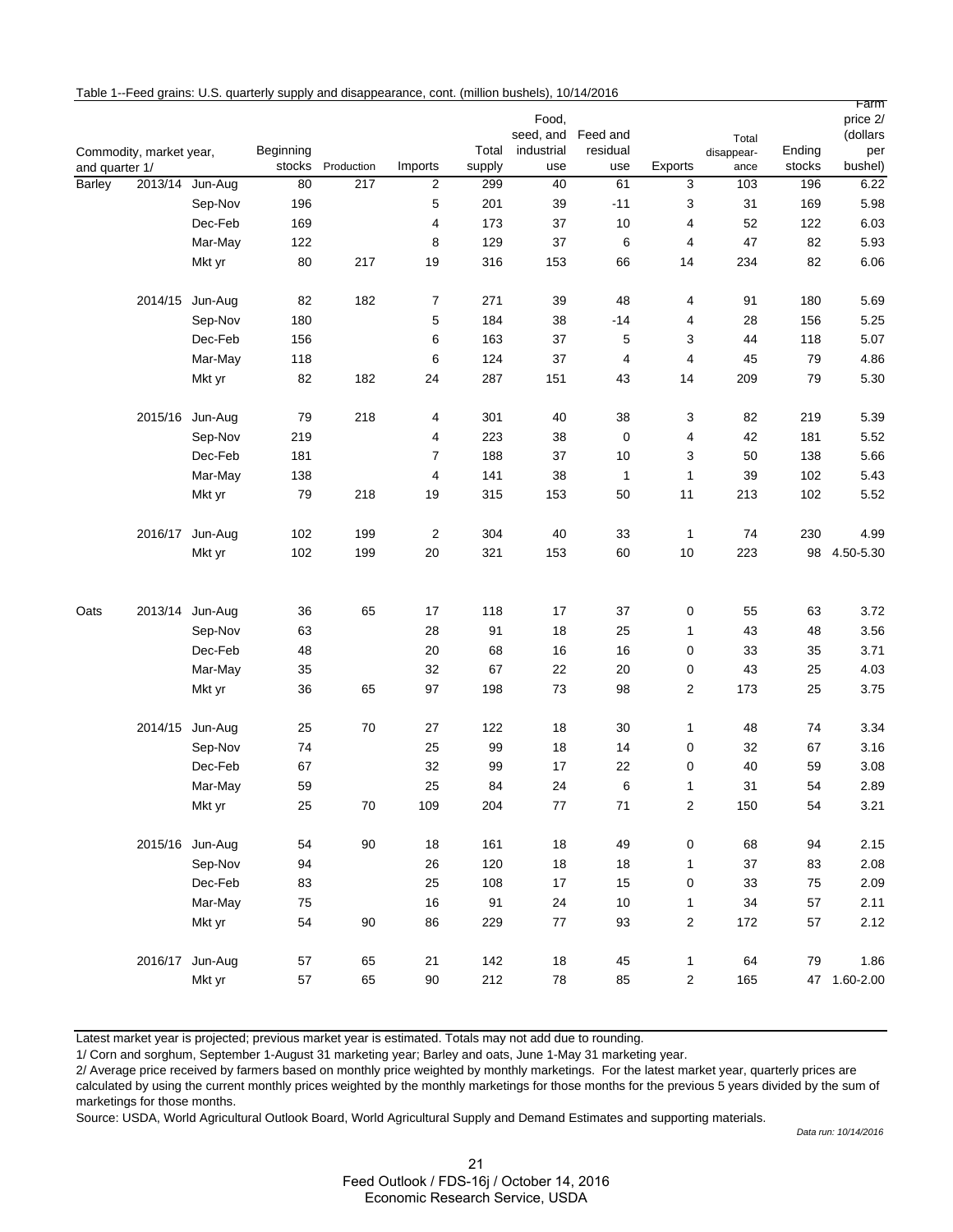Table 1--Feed grains: U.S. quarterly supply and disappearance, cont. (million bushels), 10/14/2016

| Commodity, market year, and quarter 1/ | | | Beginning stocks | Production | Imports | Total supply | Food, seed, and industrial use | Feed and residual use | Exports | Total disappear-ance | Ending stocks | Farm price 2/ (dollars per bushel) |
|---|---|---|---|---|---|---|---|---|---|---|---|---|
| Barley | 2013/14 | Jun-Aug | 80 | 217 | 2 | 299 | 40 | 61 | 3 | 103 | 196 | 6.22 |
| | | Sep-Nov | 196 | | 5 | 201 | 39 | -11 | 3 | 31 | 169 | 5.98 |
| | | Dec-Feb | 169 | | 4 | 173 | 37 | 10 | 4 | 52 | 122 | 6.03 |
| | | Mar-May | 122 | | 8 | 129 | 37 | 6 | 4 | 47 | 82 | 5.93 |
| | | Mkt yr | 80 | 217 | 19 | 316 | 153 | 66 | 14 | 234 | 82 | 6.06 |
| | 2014/15 | Jun-Aug | 82 | 182 | 7 | 271 | 39 | 48 | 4 | 91 | 180 | 5.69 |
| | | Sep-Nov | 180 | | 5 | 184 | 38 | -14 | 4 | 28 | 156 | 5.25 |
| | | Dec-Feb | 156 | | 6 | 163 | 37 | 5 | 3 | 44 | 118 | 5.07 |
| | | Mar-May | 118 | | 6 | 124 | 37 | 4 | 4 | 45 | 79 | 4.86 |
| | | Mkt yr | 82 | 182 | 24 | 287 | 151 | 43 | 14 | 209 | 79 | 5.30 |
| | 2015/16 | Jun-Aug | 79 | 218 | 4 | 301 | 40 | 38 | 3 | 82 | 219 | 5.39 |
| | | Sep-Nov | 219 | | 4 | 223 | 38 | 0 | 4 | 42 | 181 | 5.52 |
| | | Dec-Feb | 181 | | 7 | 188 | 37 | 10 | 3 | 50 | 138 | 5.66 |
| | | Mar-May | 138 | | 4 | 141 | 38 | 1 | 1 | 39 | 102 | 5.43 |
| | | Mkt yr | 79 | 218 | 19 | 315 | 153 | 50 | 11 | 213 | 102 | 5.52 |
| | 2016/17 | Jun-Aug | 102 | 199 | 2 | 304 | 40 | 33 | 1 | 74 | 230 | 4.99 |
| | | Mkt yr | 102 | 199 | 20 | 321 | 153 | 60 | 10 | 223 | 98 | 4.50-5.30 |
| Oats | 2013/14 | Jun-Aug | 36 | 65 | 17 | 118 | 17 | 37 | 0 | 55 | 63 | 3.72 |
| | | Sep-Nov | 63 | | 28 | 91 | 18 | 25 | 1 | 43 | 48 | 3.56 |
| | | Dec-Feb | 48 | | 20 | 68 | 16 | 16 | 0 | 33 | 35 | 3.71 |
| | | Mar-May | 35 | | 32 | 67 | 22 | 20 | 0 | 43 | 25 | 4.03 |
| | | Mkt yr | 36 | 65 | 97 | 198 | 73 | 98 | 2 | 173 | 25 | 3.75 |
| | 2014/15 | Jun-Aug | 25 | 70 | 27 | 122 | 18 | 30 | 1 | 48 | 74 | 3.34 |
| | | Sep-Nov | 74 | | 25 | 99 | 18 | 14 | 0 | 32 | 67 | 3.16 |
| | | Dec-Feb | 67 | | 32 | 99 | 17 | 22 | 0 | 40 | 59 | 3.08 |
| | | Mar-May | 59 | | 25 | 84 | 24 | 6 | 1 | 31 | 54 | 2.89 |
| | | Mkt yr | 25 | 70 | 109 | 204 | 77 | 71 | 2 | 150 | 54 | 3.21 |
| | 2015/16 | Jun-Aug | 54 | 90 | 18 | 161 | 18 | 49 | 0 | 68 | 94 | 2.15 |
| | | Sep-Nov | 94 | | 26 | 120 | 18 | 18 | 1 | 37 | 83 | 2.08 |
| | | Dec-Feb | 83 | | 25 | 108 | 17 | 15 | 0 | 33 | 75 | 2.09 |
| | | Mar-May | 75 | | 16 | 91 | 24 | 10 | 1 | 34 | 57 | 2.11 |
| | | Mkt yr | 54 | 90 | 86 | 229 | 77 | 93 | 2 | 172 | 57 | 2.12 |
| | 2016/17 | Jun-Aug | 57 | 65 | 21 | 142 | 18 | 45 | 1 | 64 | 79 | 1.86 |
| | | Mkt yr | 57 | 65 | 90 | 212 | 78 | 85 | 2 | 165 | 47 | 1.60-2.00 |

Latest market year is projected; previous market year is estimated. Totals may not add due to rounding.

1/ Corn and sorghum, September 1-August 31 marketing year; Barley and oats, June 1-May 31 marketing year.

2/ Average price received by farmers based on monthly price weighted by monthly marketings. For the latest market year, quarterly prices are calculated by using the current monthly prices weighted by the monthly marketings for those months for the previous 5 years divided by the sum of marketings for those months.

Source: USDA, World Agricultural Outlook Board, World Agricultural Supply and Demand Estimates and supporting materials.

*Data run: 10/14/2016*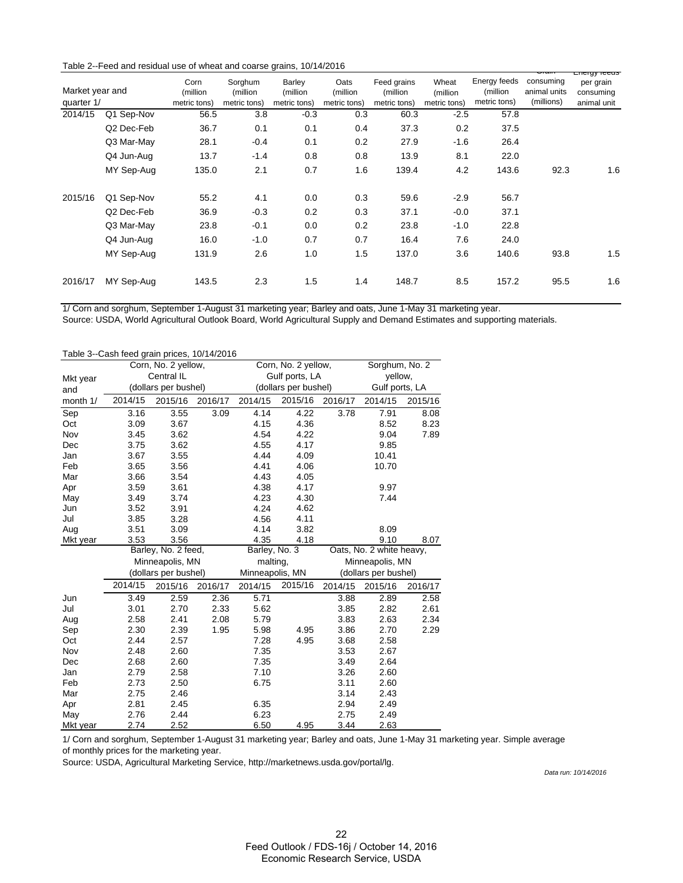Table 2--Feed and residual use of wheat and coarse grains, 10/14/2016

| Market year and quarter 1/ | | Corn (million metric tons) | Sorghum (million metric tons) | Barley (million metric tons) | Oats (million metric tons) | Feed grains (million metric tons) | Wheat (million metric tons) | Energy feeds (million metric tons) | Grain consuming animal units (millions) | Energy feeds per grain consuming animal unit |
|---|---|---|---|---|---|---|---|---|---|---|
| 2014/15 | Q1 Sep-Nov | 56.5 | 3.8 | -0.3 | 0.3 | 60.3 | -2.5 | 57.8 | | |
| | Q2 Dec-Feb | 36.7 | 0.1 | 0.1 | 0.4 | 37.3 | 0.2 | 37.5 | | |
| | Q3 Mar-May | 28.1 | -0.4 | 0.1 | 0.2 | 27.9 | -1.6 | 26.4 | | |
| | Q4 Jun-Aug | 13.7 | -1.4 | 0.8 | 0.8 | 13.9 | 8.1 | 22.0 | | |
| | MY Sep-Aug | 135.0 | 2.1 | 0.7 | 1.6 | 139.4 | 4.2 | 143.6 | 92.3 | 1.6 |
| 2015/16 | Q1 Sep-Nov | 55.2 | 4.1 | 0.0 | 0.3 | 59.6 | -2.9 | 56.7 | | |
| | Q2 Dec-Feb | 36.9 | -0.3 | 0.2 | 0.3 | 37.1 | -0.0 | 37.1 | | |
| | Q3 Mar-May | 23.8 | -0.1 | 0.0 | 0.2 | 23.8 | -1.0 | 22.8 | | |
| | Q4 Jun-Aug | 16.0 | -1.0 | 0.7 | 0.7 | 16.4 | 7.6 | 24.0 | | |
| | MY Sep-Aug | 131.9 | 2.6 | 1.0 | 1.5 | 137.0 | 3.6 | 140.6 | 93.8 | 1.5 |
| 2016/17 | MY Sep-Aug | 143.5 | 2.3 | 1.5 | 1.4 | 148.7 | 8.5 | 157.2 | 95.5 | 1.6 |

1/ Corn and sorghum, September 1-August 31 marketing year; Barley and oats, June 1-May 31 marketing year.
Source: USDA, World Agricultural Outlook Board, World Agricultural Supply and Demand Estimates and supporting materials.

Table 3--Cash feed grain prices, 10/14/2016

| Mkt year and month 1/ | Corn, No. 2 yellow, Central IL (dollars per bushel) | | | Corn, No. 2 yellow, Gulf ports, LA (dollars per bushel) | | | Sorghum, No. 2 yellow, Gulf ports, LA | |
|---|---|---|---|---|---|---|---|---|
| | 2014/15 | 2015/16 | 2016/17 | 2014/15 | 2015/16 | 2016/17 | 2014/15 | 2015/16 |
| Sep | 3.16 | 3.55 | 3.09 | 4.14 | 4.22 | 3.78 | 7.91 | 8.08 |
| Oct | 3.09 | 3.67 | | 4.15 | 4.36 | | 8.52 | 8.23 |
| Nov | 3.45 | 3.62 | | 4.54 | 4.22 | | 9.04 | 7.89 |
| Dec | 3.75 | 3.62 | | 4.55 | 4.17 | | 9.85 | |
| Jan | 3.67 | 3.55 | | 4.44 | 4.09 | | 10.41 | |
| Feb | 3.65 | 3.56 | | 4.41 | 4.06 | | 10.70 | |
| Mar | 3.66 | 3.54 | | 4.43 | 4.05 | | | |
| Apr | 3.59 | 3.61 | | 4.38 | 4.17 | | 9.97 | |
| May | 3.49 | 3.74 | | 4.23 | 4.30 | | 7.44 | |
| Jun | 3.52 | 3.91 | | 4.24 | 4.62 | | | |
| Jul | 3.85 | 3.28 | | 4.56 | 4.11 | | | |
| Aug | 3.51 | 3.09 | | 4.14 | 3.82 | | 8.09 | |
| Mkt year | 3.53 | 3.56 | | 4.35 | 4.18 | | 9.10 | 8.07 |

| | Barley, No. 2 feed, Minneapolis, MN (dollars per bushel) | | | Barley, No. 3 malting, Minneapolis, MN | | Oats, No. 2 white heavy, Minneapolis, MN (dollars per bushel) | | |
|---|---|---|---|---|---|---|---|---|
| | 2014/15 | 2015/16 | 2016/17 | 2014/15 | 2015/16 | 2014/15 | 2015/16 | 2016/17 |
| Jun | 3.49 | 2.59 | 2.36 | 5.71 | | 3.88 | 2.89 | 2.58 |
| Jul | 3.01 | 2.70 | 2.33 | 5.62 | | 3.85 | 2.82 | 2.61 |
| Aug | 2.58 | 2.41 | 2.08 | 5.79 | | 3.83 | 2.63 | 2.34 |
| Sep | 2.30 | 2.39 | 1.95 | 5.98 | 4.95 | 3.86 | 2.70 | 2.29 |
| Oct | 2.44 | 2.57 | | 7.28 | 4.95 | 3.68 | 2.58 | |
| Nov | 2.48 | 2.60 | | 7.35 | | 3.53 | 2.67 | |
| Dec | 2.68 | 2.60 | | 7.35 | | 3.49 | 2.64 | |
| Jan | 2.79 | 2.58 | | 7.10 | | 3.26 | 2.60 | |
| Feb | 2.73 | 2.50 | | 6.75 | | 3.11 | 2.60 | |
| Mar | 2.75 | 2.46 | | | | 3.14 | 2.43 | |
| Apr | 2.81 | 2.45 | | 6.35 | | 2.94 | 2.49 | |
| May | 2.76 | 2.44 | | 6.23 | | 2.75 | 2.49 | |
| Mkt year | 2.74 | 2.52 | | 6.50 | 4.95 | 3.44 | 2.63 | |

1/ Corn and sorghum, September 1-August 31 marketing year; Barley and oats, June 1-May 31 marketing year. Simple average of monthly prices for the marketing year.
Source: USDA, Agricultural Marketing Service, http://marketnews.usda.gov/portal/lg.

*Data run: 10/14/2016*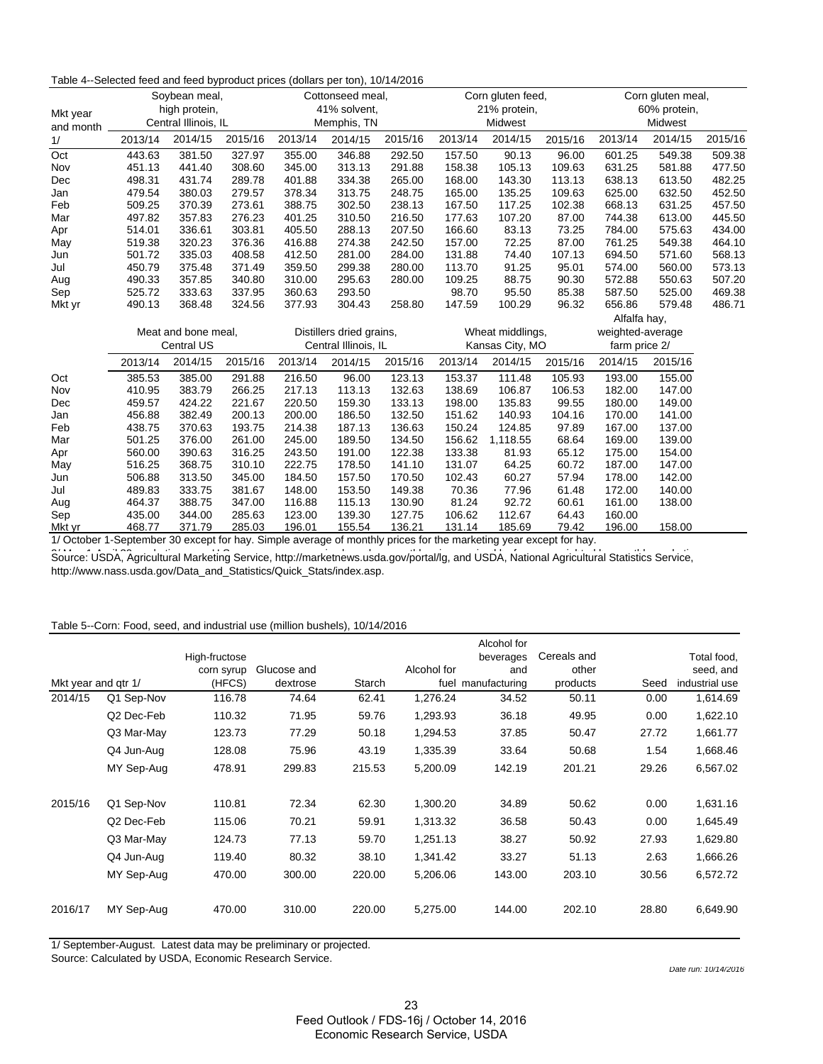Table 4--Selected feed and feed byproduct prices (dollars per ton), 10/14/2016

| Mkt year and month 1/ | Soybean meal, high protein, Central Illinois, IL | | | Cottonseed meal, 41% solvent, Memphis, TN | | | Corn gluten feed, 21% protein, Midwest | | | Corn gluten meal, 60% protein, Midwest | | |
|---|---|---|---|---|---|---|---|---|---|---|---|---|
| | 2013/14 | 2014/15 | 2015/16 | 2013/14 | 2014/15 | 2015/16 | 2013/14 | 2014/15 | 2015/16 | 2013/14 | 2014/15 | 2015/16 |
| Oct | 443.63 | 381.50 | 327.97 | 355.00 | 346.88 | 292.50 | 157.50 | 90.13 | 96.00 | 601.25 | 549.38 | 509.38 |
| Nov | 451.13 | 441.40 | 308.60 | 345.00 | 313.13 | 291.88 | 158.38 | 105.13 | 109.63 | 631.25 | 581.88 | 477.50 |
| Dec | 498.31 | 431.74 | 289.78 | 401.88 | 334.38 | 265.00 | 168.00 | 143.30 | 113.13 | 638.13 | 613.50 | 482.25 |
| Jan | 479.54 | 380.03 | 279.57 | 378.34 | 313.75 | 248.75 | 165.00 | 135.25 | 109.63 | 625.00 | 632.50 | 452.50 |
| Feb | 509.25 | 370.39 | 273.61 | 388.75 | 302.50 | 238.13 | 167.50 | 117.25 | 102.38 | 668.13 | 631.25 | 457.50 |
| Mar | 497.82 | 357.83 | 276.23 | 401.25 | 310.50 | 216.50 | 177.63 | 107.20 | 87.00 | 744.38 | 613.00 | 445.50 |
| Apr | 514.01 | 336.61 | 303.81 | 405.50 | 288.13 | 207.50 | 166.60 | 83.13 | 73.25 | 784.00 | 575.63 | 434.00 |
| May | 519.38 | 320.23 | 376.36 | 416.88 | 274.38 | 242.50 | 157.00 | 72.25 | 87.00 | 761.25 | 549.38 | 464.10 |
| Jun | 501.72 | 335.03 | 408.58 | 412.50 | 281.00 | 284.00 | 131.88 | 74.40 | 107.13 | 694.50 | 571.60 | 568.13 |
| Jul | 450.79 | 375.48 | 371.49 | 359.50 | 299.38 | 280.00 | 113.70 | 91.25 | 95.01 | 574.00 | 560.00 | 573.13 |
| Aug | 490.33 | 357.85 | 340.80 | 310.00 | 295.63 | 280.00 | 109.25 | 88.75 | 90.30 | 572.88 | 550.63 | 507.20 |
| Sep | 525.72 | 333.63 | 337.95 | 360.63 | 293.50 | | 98.70 | 95.50 | 85.38 | 587.50 | 525.00 | 469.38 |
| Mkt yr | 490.13 | 368.48 | 324.56 | 377.93 | 304.43 | 258.80 | 147.59 | 100.29 | 96.32 | 656.86 | 579.48 | 486.71 |

| | Meat and bone meal, Central US | | | Distillers dried grains, Central Illinois, IL | | | Wheat middlings, Kansas City, MO | | | Alfalfa hay, weighted-average farm price 2/ | |
|---|---|---|---|---|---|---|---|---|---|---|---|
| | 2013/14 | 2014/15 | 2015/16 | 2013/14 | 2014/15 | 2015/16 | 2013/14 | 2014/15 | 2015/16 | 2014/15 | 2015/16 |
| Oct | 385.53 | 385.00 | 291.88 | 216.50 | 96.00 | 123.13 | 153.37 | 111.48 | 105.93 | 193.00 | 155.00 |
| Nov | 410.95 | 383.79 | 266.25 | 217.13 | 113.13 | 132.63 | 138.69 | 106.87 | 106.53 | 182.00 | 147.00 |
| Dec | 459.57 | 424.22 | 221.67 | 220.50 | 159.30 | 133.13 | 198.00 | 135.83 | 99.55 | 180.00 | 149.00 |
| Jan | 456.88 | 382.49 | 200.13 | 200.00 | 186.50 | 132.50 | 151.62 | 140.93 | 104.16 | 170.00 | 141.00 |
| Feb | 438.75 | 370.63 | 193.75 | 214.38 | 187.13 | 136.63 | 150.24 | 124.85 | 97.89 | 167.00 | 137.00 |
| Mar | 501.25 | 376.00 | 261.00 | 245.00 | 189.50 | 134.50 | 156.62 | 1,118.55 | 68.64 | 169.00 | 139.00 |
| Apr | 560.00 | 390.63 | 316.25 | 243.50 | 191.00 | 122.38 | 133.38 | 81.93 | 65.12 | 175.00 | 154.00 |
| May | 516.25 | 368.75 | 310.10 | 222.75 | 178.50 | 141.10 | 131.07 | 64.25 | 60.72 | 187.00 | 147.00 |
| Jun | 506.88 | 313.50 | 345.00 | 184.50 | 157.50 | 170.50 | 102.43 | 60.27 | 57.94 | 178.00 | 142.00 |
| Jul | 489.83 | 333.75 | 381.67 | 148.00 | 153.50 | 149.38 | 70.36 | 77.96 | 61.48 | 172.00 | 140.00 |
| Aug | 464.37 | 388.75 | 347.00 | 116.88 | 115.13 | 130.90 | 81.24 | 92.72 | 60.61 | 161.00 | 138.00 |
| Sep | 435.00 | 344.00 | 285.63 | 123.00 | 139.30 | 127.75 | 106.62 | 112.67 | 64.43 | 160.00 | |
| Mkt yr | 468.77 | 371.79 | 285.03 | 196.01 | 155.54 | 136.21 | 131.14 | 185.69 | 79.42 | 196.00 | 158.00 |

1/ October 1-September 30 except for hay. Simple average of monthly prices for the marketing year except for hay.

Source: USDA, Agricultural Marketing Service, http://marketnews.usda.gov/portal/lg, and USDA, National Agricultural Statistics Service, http://www.nass.usda.gov/Data_and_Statistics/Quick_Stats/index.asp.

Table 5--Corn: Food, seed, and industrial use (million bushels), 10/14/2016

| Mkt year and qtr 1/ | | High-fructose corn syrup (HFCS) | Glucose and dextrose | Starch | Alcohol for fuel | Alcohol for beverages and manufacturing | Cereals and other products | Seed | Total food, seed, and industrial use |
|---|---|---|---|---|---|---|---|---|---|
| 2014/15 | Q1 Sep-Nov | 116.78 | 74.64 | 62.41 | 1,276.24 | 34.52 | 50.11 | 0.00 | 1,614.69 |
| | Q2 Dec-Feb | 110.32 | 71.95 | 59.76 | 1,293.93 | 36.18 | 49.95 | 0.00 | 1,622.10 |
| | Q3 Mar-May | 123.73 | 77.29 | 50.18 | 1,294.53 | 37.85 | 50.47 | 27.72 | 1,661.77 |
| | Q4 Jun-Aug | 128.08 | 75.96 | 43.19 | 1,335.39 | 33.64 | 50.68 | 1.54 | 1,668.46 |
| | MY Sep-Aug | 478.91 | 299.83 | 215.53 | 5,200.09 | 142.19 | 201.21 | 29.26 | 6,567.02 |
| 2015/16 | Q1 Sep-Nov | 110.81 | 72.34 | 62.30 | 1,300.20 | 34.89 | 50.62 | 0.00 | 1,631.16 |
| | Q2 Dec-Feb | 115.06 | 70.21 | 59.91 | 1,313.32 | 36.58 | 50.43 | 0.00 | 1,645.49 |
| | Q3 Mar-May | 124.73 | 77.13 | 59.70 | 1,251.13 | 38.27 | 50.92 | 27.93 | 1,629.80 |
| | Q4 Jun-Aug | 119.40 | 80.32 | 38.10 | 1,341.42 | 33.27 | 51.13 | 2.63 | 1,666.26 |
| | MY Sep-Aug | 470.00 | 300.00 | 220.00 | 5,206.06 | 143.00 | 203.10 | 30.56 | 6,572.72 |
| 2016/17 | MY Sep-Aug | 470.00 | 310.00 | 220.00 | 5,275.00 | 144.00 | 202.10 | 28.80 | 6,649.90 |

1/ September-August. Latest data may be preliminary or projected.

Source: Calculated by USDA, Economic Research Service.

Date run: 10/14/2016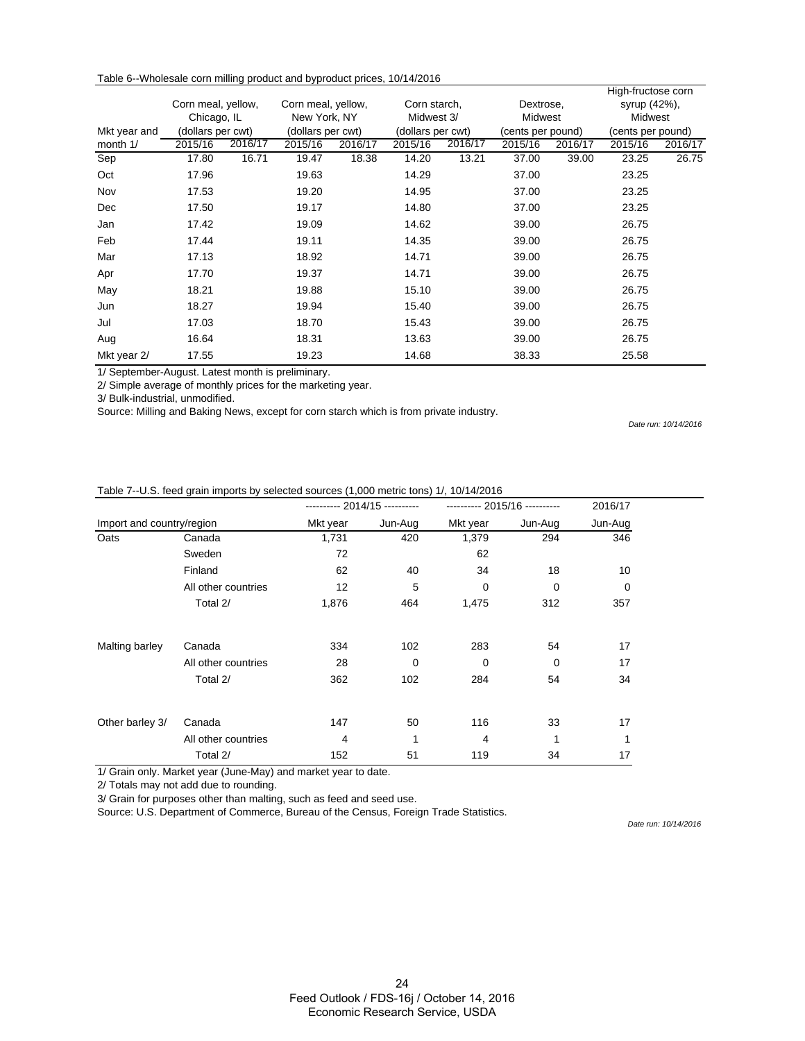Table 6--Wholesale corn milling product and byproduct prices, 10/14/2016

| Mkt year and month 1/ | Corn meal, yellow, Chicago, IL (dollars per cwt) | | Corn meal, yellow, New York, NY (dollars per cwt) | | Corn starch, Midwest 3/ (dollars per cwt) | | Dextrose, Midwest (cents per pound) | | High-fructose corn syrup (42%), Midwest (cents per pound) | |
|---|---|---|---|---|---|---|---|---|---|---|
| | 2015/16 | 2016/17 | 2015/16 | 2016/17 | 2015/16 | 2016/17 | 2015/16 | 2016/17 | 2015/16 | 2016/17 |
| Sep | 17.80 | 16.71 | 19.47 | 18.38 | 14.20 | 13.21 | 37.00 | 39.00 | 23.25 | 26.75 |
| Oct | 17.96 | | 19.63 | | 14.29 | | 37.00 | | 23.25 | |
| Nov | 17.53 | | 19.20 | | 14.95 | | 37.00 | | 23.25 | |
| Dec | 17.50 | | 19.17 | | 14.80 | | 37.00 | | 23.25 | |
| Jan | 17.42 | | 19.09 | | 14.62 | | 39.00 | | 26.75 | |
| Feb | 17.44 | | 19.11 | | 14.35 | | 39.00 | | 26.75 | |
| Mar | 17.13 | | 18.92 | | 14.71 | | 39.00 | | 26.75 | |
| Apr | 17.70 | | 19.37 | | 14.71 | | 39.00 | | 26.75 | |
| May | 18.21 | | 19.88 | | 15.10 | | 39.00 | | 26.75 | |
| Jun | 18.27 | | 19.94 | | 15.40 | | 39.00 | | 26.75 | |
| Jul | 17.03 | | 18.70 | | 15.43 | | 39.00 | | 26.75 | |
| Aug | 16.64 | | 18.31 | | 13.63 | | 39.00 | | 26.75 | |
| Mkt year 2/ | 17.55 | | 19.23 | | 14.68 | | 38.33 | | 25.58 | |

1/ September-August. Latest month is preliminary.
2/ Simple average of monthly prices for the marketing year.
3/ Bulk-industrial, unmodified.
Source: Milling and Baking News, except for corn starch which is from private industry.

*Date run: 10/14/2016*

Table 7--U.S. feed grain imports by selected sources (1,000 metric tons) 1/, 10/14/2016

| Import and country/region | | 2014/15 Mkt year | 2014/15 Jun-Aug | 2015/16 Mkt year | 2015/16 Jun-Aug | 2016/17 Jun-Aug |
|---|---|---|---|---|---|---|
| Oats | Canada | 1,731 | 420 | 1,379 | 294 | 346 |
| | Sweden | 72 | | 62 | | |
| | Finland | 62 | 40 | 34 | 18 | 10 |
| | All other countries | 12 | 5 | 0 | 0 | 0 |
| | Total 2/ | 1,876 | 464 | 1,475 | 312 | 357 |
| Malting barley | Canada | 334 | 102 | 283 | 54 | 17 |
| | All other countries | 28 | 0 | 0 | 0 | 17 |
| | Total 2/ | 362 | 102 | 284 | 54 | 34 |
| Other barley 3/ | Canada | 147 | 50 | 116 | 33 | 17 |
| | All other countries | 4 | 1 | 4 | 1 | 1 |
| | Total 2/ | 152 | 51 | 119 | 34 | 17 |

1/ Grain only. Market year (June-May) and market year to date.
2/ Totals may not add due to rounding.
3/ Grain for purposes other than malting, such as feed and seed use.
Source: U.S. Department of Commerce, Bureau of the Census, Foreign Trade Statistics.

*Date run: 10/14/2016*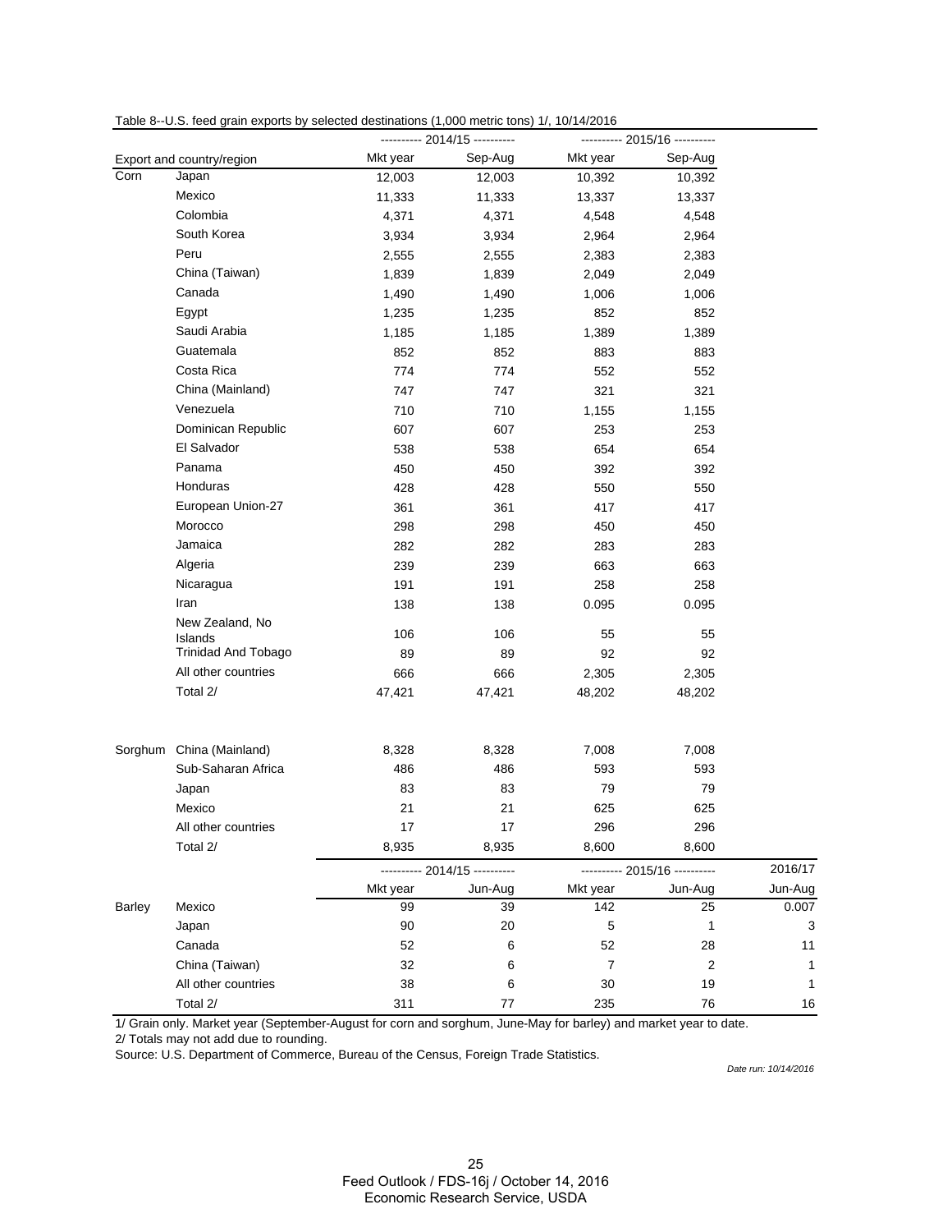Table 8--U.S. feed grain exports by selected destinations (1,000 metric tons) 1/, 10/14/2016

| | | ---------- 2014/15 ---------- | | ---------- 2015/16 ---------- | | |
|---|---|---|---|---|---|---|
| Export and country/region | | Mkt year | Sep-Aug | Mkt year | Sep-Aug | |
| Corn | Japan | 12,003 | 12,003 | 10,392 | 10,392 | |
| | Mexico | 11,333 | 11,333 | 13,337 | 13,337 | |
| | Colombia | 4,371 | 4,371 | 4,548 | 4,548 | |
| | South Korea | 3,934 | 3,934 | 2,964 | 2,964 | |
| | Peru | 2,555 | 2,555 | 2,383 | 2,383 | |
| | China (Taiwan) | 1,839 | 1,839 | 2,049 | 2,049 | |
| | Canada | 1,490 | 1,490 | 1,006 | 1,006 | |
| | Egypt | 1,235 | 1,235 | 852 | 852 | |
| | Saudi Arabia | 1,185 | 1,185 | 1,389 | 1,389 | |
| | Guatemala | 852 | 852 | 883 | 883 | |
| | Costa Rica | 774 | 774 | 552 | 552 | |
| | China (Mainland) | 747 | 747 | 321 | 321 | |
| | Venezuela | 710 | 710 | 1,155 | 1,155 | |
| | Dominican Republic | 607 | 607 | 253 | 253 | |
| | El Salvador | 538 | 538 | 654 | 654 | |
| | Panama | 450 | 450 | 392 | 392 | |
| | Honduras | 428 | 428 | 550 | 550 | |
| | European Union-27 | 361 | 361 | 417 | 417 | |
| | Morocco | 298 | 298 | 450 | 450 | |
| | Jamaica | 282 | 282 | 283 | 283 | |
| | Algeria | 239 | 239 | 663 | 663 | |
| | Nicaragua | 191 | 191 | 258 | 258 | |
| | Iran | 138 | 138 | 0.095 | 0.095 | |
| | New Zealand, No Islands | 106 | 106 | 55 | 55 | |
| | Trinidad And Tobago | 89 | 89 | 92 | 92 | |
| | All other countries | 666 | 666 | 2,305 | 2,305 | |
| | Total 2/ | 47,421 | 47,421 | 48,202 | 48,202 | |
| Sorghum | China (Mainland) | 8,328 | 8,328 | 7,008 | 7,008 | |
| | Sub-Saharan Africa | 486 | 486 | 593 | 593 | |
| | Japan | 83 | 83 | 79 | 79 | |
| | Mexico | 21 | 21 | 625 | 625 | |
| | All other countries | 17 | 17 | 296 | 296 | |
| | Total 2/ | 8,935 | 8,935 | 8,600 | 8,600 | |
| | | ---------- 2014/15 ---------- | | ---------- 2015/16 ---------- | | 2016/17 |
| | | Mkt year | Jun-Aug | Mkt year | Jun-Aug | Jun-Aug |
| Barley | Mexico | 99 | 39 | 142 | 25 | 0.007 |
| | Japan | 90 | 20 | 5 | 1 | 3 |
| | Canada | 52 | 6 | 52 | 28 | 11 |
| | China (Taiwan) | 32 | 6 | 7 | 2 | 1 |
| | All other countries | 38 | 6 | 30 | 19 | 1 |
| | Total 2/ | 311 | 77 | 235 | 76 | 16 |

1/ Grain only. Market year (September-August for corn and sorghum, June-May for barley) and market year to date.
2/ Totals may not add due to rounding.
Source: U.S. Department of Commerce, Bureau of the Census, Foreign Trade Statistics.

*Date run: 10/14/2016*